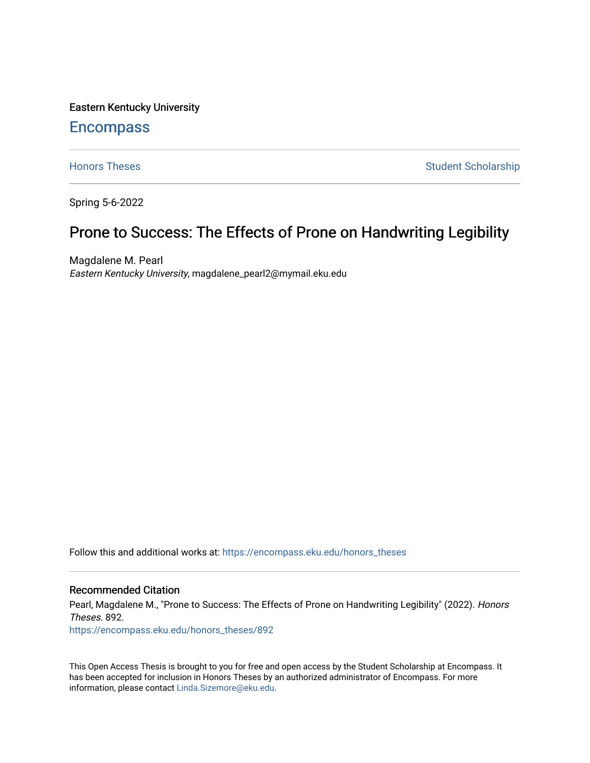Eastern Kentucky University

# Encompass

Honors Theses

Student Scholarship

Spring 5-6-2022

## Prone to Success: The Effects of Prone on Handwriting Legibility

Magdalene M. Pearl
*Eastern Kentucky University*, magdalene_pearl2@mymail.eku.edu

Follow this and additional works at: https://encompass.eku.edu/honors_theses

### Recommended Citation

Pearl, Magdalene M., "Prone to Success: The Effects of Prone on Handwriting Legibility" (2022). *Honors Theses*. 892.
https://encompass.eku.edu/honors_theses/892

This Open Access Thesis is brought to you for free and open access by the Student Scholarship at Encompass. It has been accepted for inclusion in Honors Theses by an authorized administrator of Encompass. For more information, please contact Linda.Sizemore@eku.edu.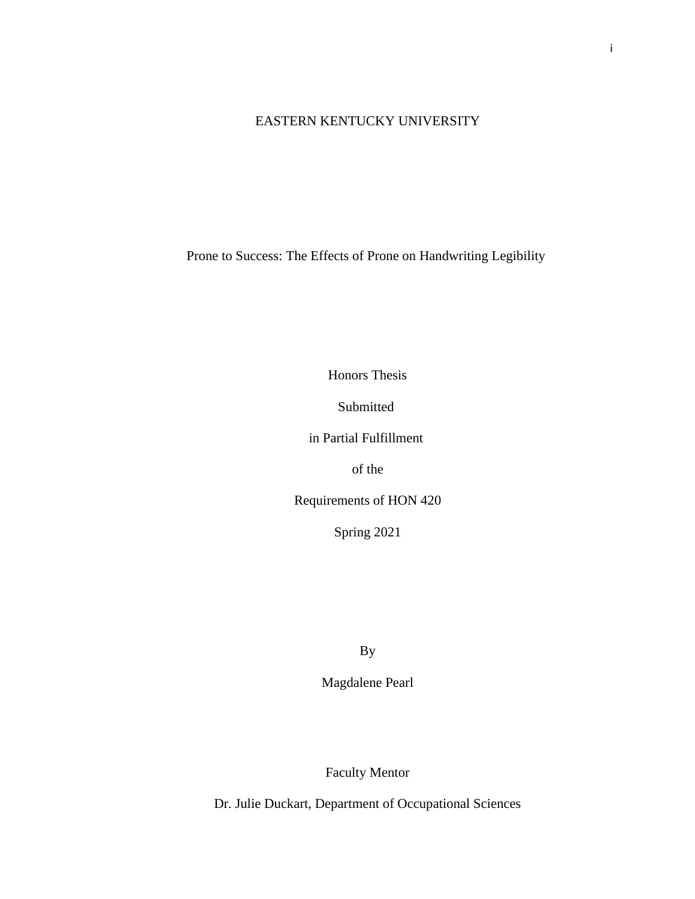EASTERN KENTUCKY UNIVERSITY

Prone to Success: The Effects of Prone on Handwriting Legibility

Honors Thesis

Submitted

in Partial Fulfillment

of the

Requirements of HON 420

Spring 2021

By

Magdalene Pearl

Faculty Mentor

Dr. Julie Duckart, Department of Occupational Sciences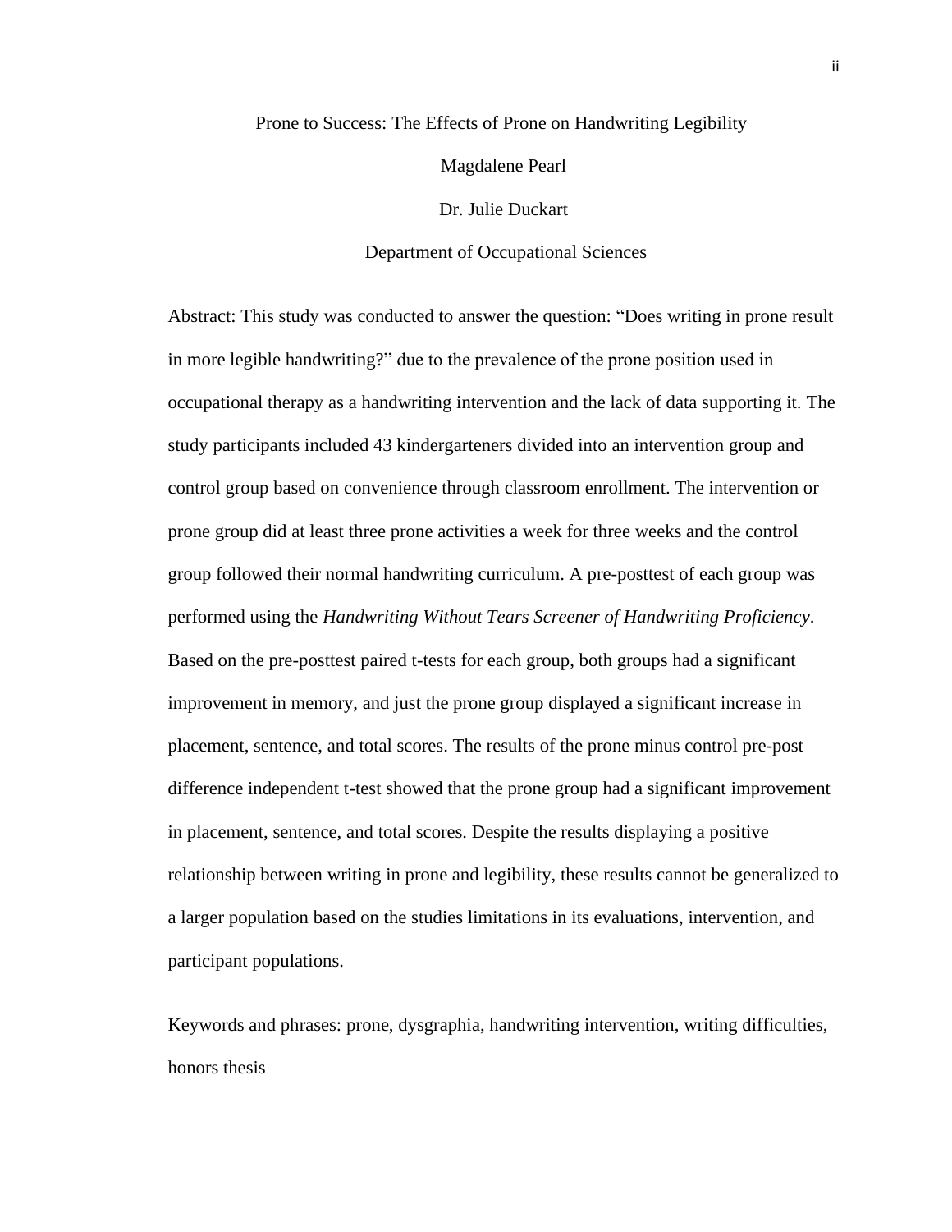# Prone to Success: The Effects of Prone on Handwriting Legibility

Magdalene Pearl

Dr. Julie Duckart

Department of Occupational Sciences

Abstract: This study was conducted to answer the question: “Does writing in prone result in more legible handwriting?” due to the prevalence of the prone position used in occupational therapy as a handwriting intervention and the lack of data supporting it. The study participants included 43 kindergarteners divided into an intervention group and control group based on convenience through classroom enrollment. The intervention or prone group did at least three prone activities a week for three weeks and the control group followed their normal handwriting curriculum. A pre-posttest of each group was performed using the *Handwriting Without Tears Screener of Handwriting Proficiency*. Based on the pre-posttest paired t-tests for each group, both groups had a significant improvement in memory, and just the prone group displayed a significant increase in placement, sentence, and total scores. The results of the prone minus control pre-post difference independent t-test showed that the prone group had a significant improvement in placement, sentence, and total scores. Despite the results displaying a positive relationship between writing in prone and legibility, these results cannot be generalized to a larger population based on the studies limitations in its evaluations, intervention, and participant populations.

Keywords and phrases: prone, dysgraphia, handwriting intervention, writing difficulties, honors thesis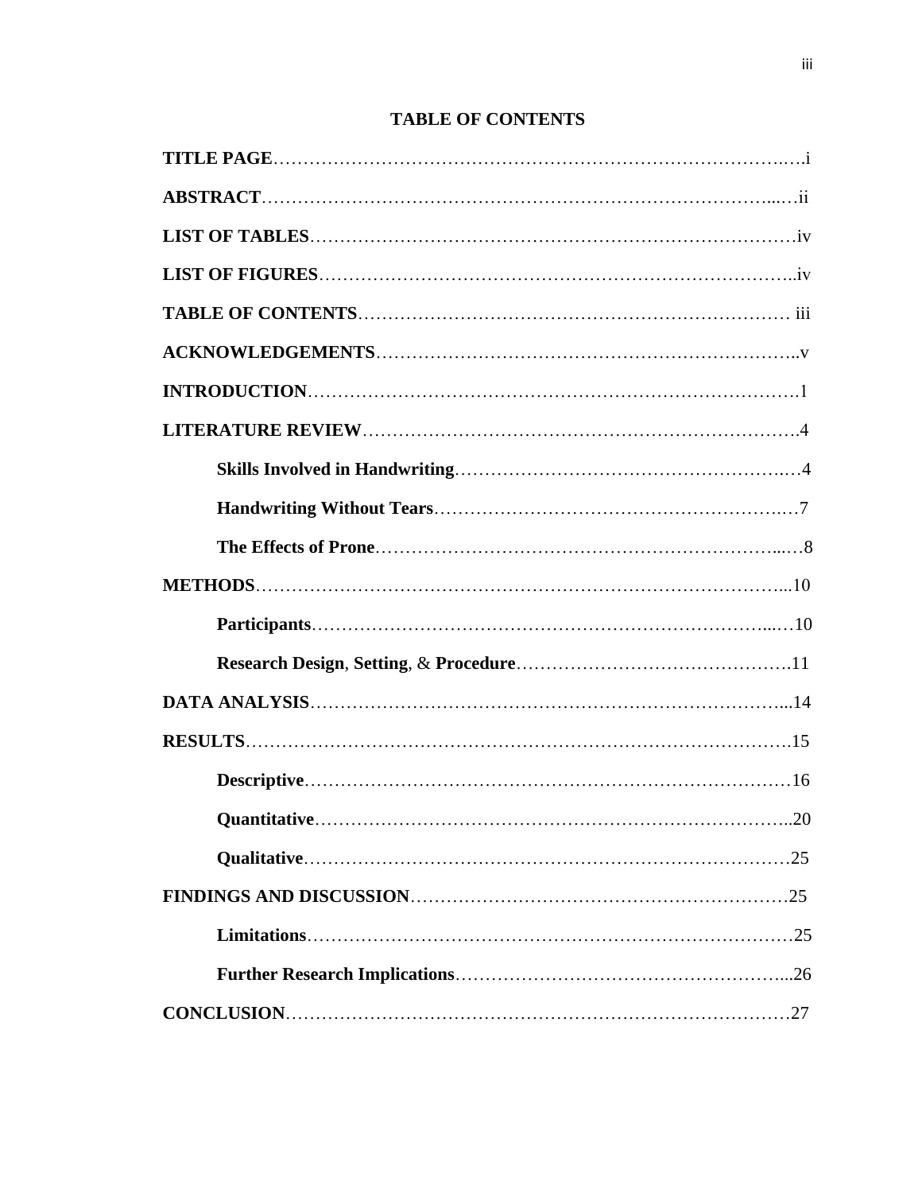# TABLE OF CONTENTS

**TITLE PAGE**……………………………………………………………………………i

**ABSTRACT**……………………………………………………………………………ii

**LIST OF TABLES**………………………………………………………………………iv

**LIST OF FIGURES**……………………………………………………………………..iv

**TABLE OF CONTENTS**……………………………………………………………… iii

**ACKNOWLEDGEMENTS**……………………………………………………………..v

**INTRODUCTION**……………………………………………………………………….1

**LITERATURE REVIEW**……………………………………………………………….4

- **Skills Involved in Handwriting**……………………………………………….…4
- **Handwriting Without Tears**……………………………………………………..…7
- **The Effects of Prone**……………………………………………………………...…8

**METHODS**………………………………………………………………………………...10

- **Participants**………………………………………………………………………...…10
- **Research Design**, **Setting**, & **Procedure**……………………………………….11

**DATA ANALYSIS**………………………………………………………………………...14

**RESULTS**……………………………………………………………………………….15

- **Descriptive**……………………………………………………………………………16
- **Quantitative**…………………………………………………………………………..20
- **Qualitative**……………………………………………………………………………25

**FINDINGS AND DISCUSSION**…………………………………………………………25

- **Limitations**……………………………………………………………………………25
- **Further Research Implications**………………………………………………...26

**CONCLUSION**…………………………………………………………………………27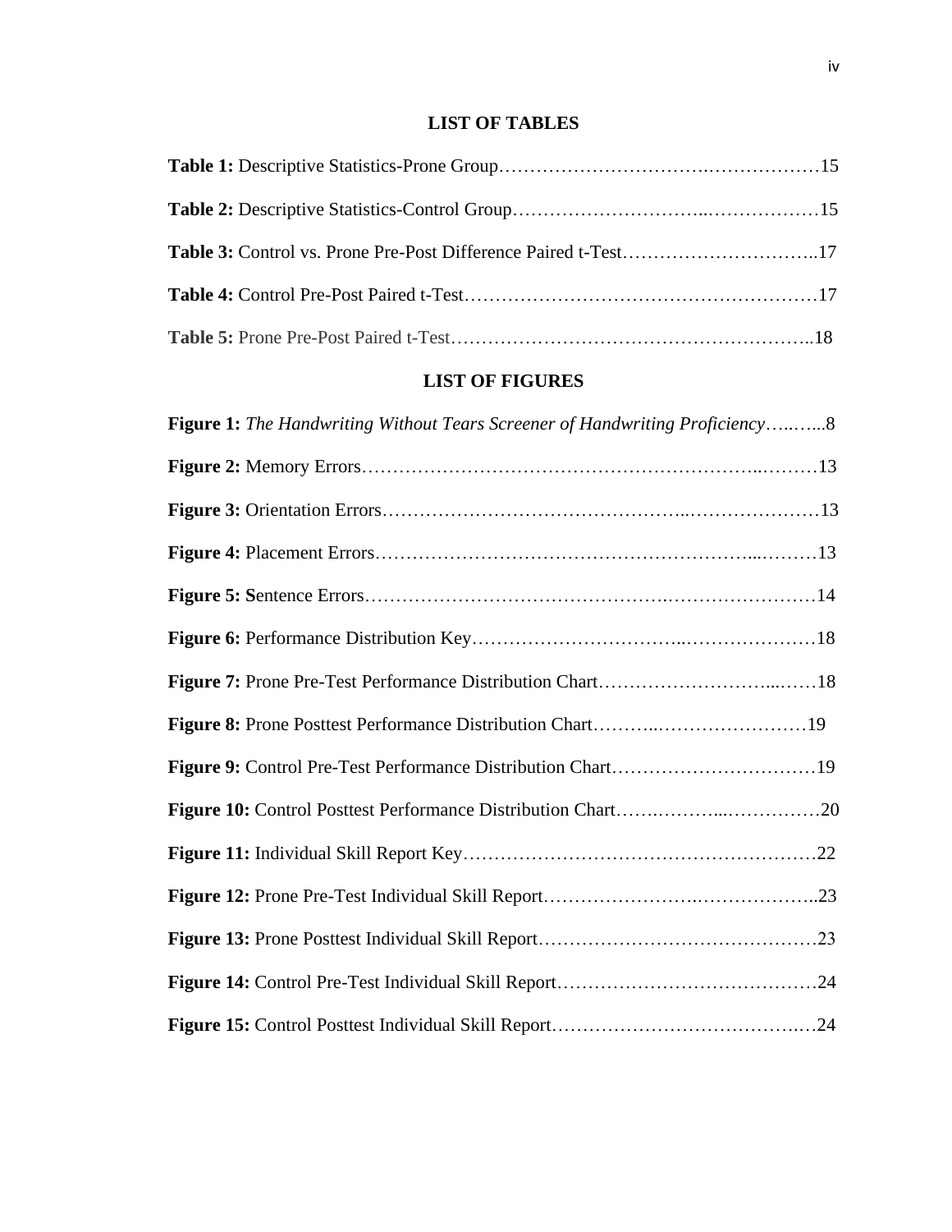## LIST OF TABLES

**Table 1:** Descriptive Statistics-Prone Group……………………………….………………15

**Table 2:** Descriptive Statistics-Control Group…………………………...………………15

**Table 3:** Control vs. Prone Pre-Post Difference Paired t-Test…………………………..17

**Table 4:** Control Pre-Post Paired t-Test……………………………………….…………17

**Table 5:** Prone Pre-Post Paired t-Test………………………………………………..18

## LIST OF FIGURES

**Figure 1:** *The Handwriting Without Tears Screener of Handwriting Proficiency*…..…...8

**Figure 2:** Memory Errors……………………………………………………..………13

**Figure 3:** Orientation Errors………………………………………..…………………13

**Figure 4:** Placement Errors…………………………………………………...………13

**Figure 5: S**entence Errors……………………………………….……………………14

**Figure 6:** Performance Distribution Key…………………………..…………………18

**Figure 7:** Prone Pre-Test Performance Distribution Chart………………………...……18

**Figure 8:** Prone Posttest Performance Distribution Chart………..……………………19

**Figure 9:** Control Pre-Test Performance Distribution Chart……………………………19

**Figure 10:** Control Posttest Performance Distribution Chart…….………...……………20

**Figure 11:** Individual Skill Report Key…………………………………………………22

**Figure 12:** Prone Pre-Test Individual Skill Report…………………….………………..23

**Figure 13:** Prone Posttest Individual Skill Report………………………………………23

**Figure 14:** Control Pre-Test Individual Skill Report……………………………………24

**Figure 15:** Control Posttest Individual Skill Report…………………………………….24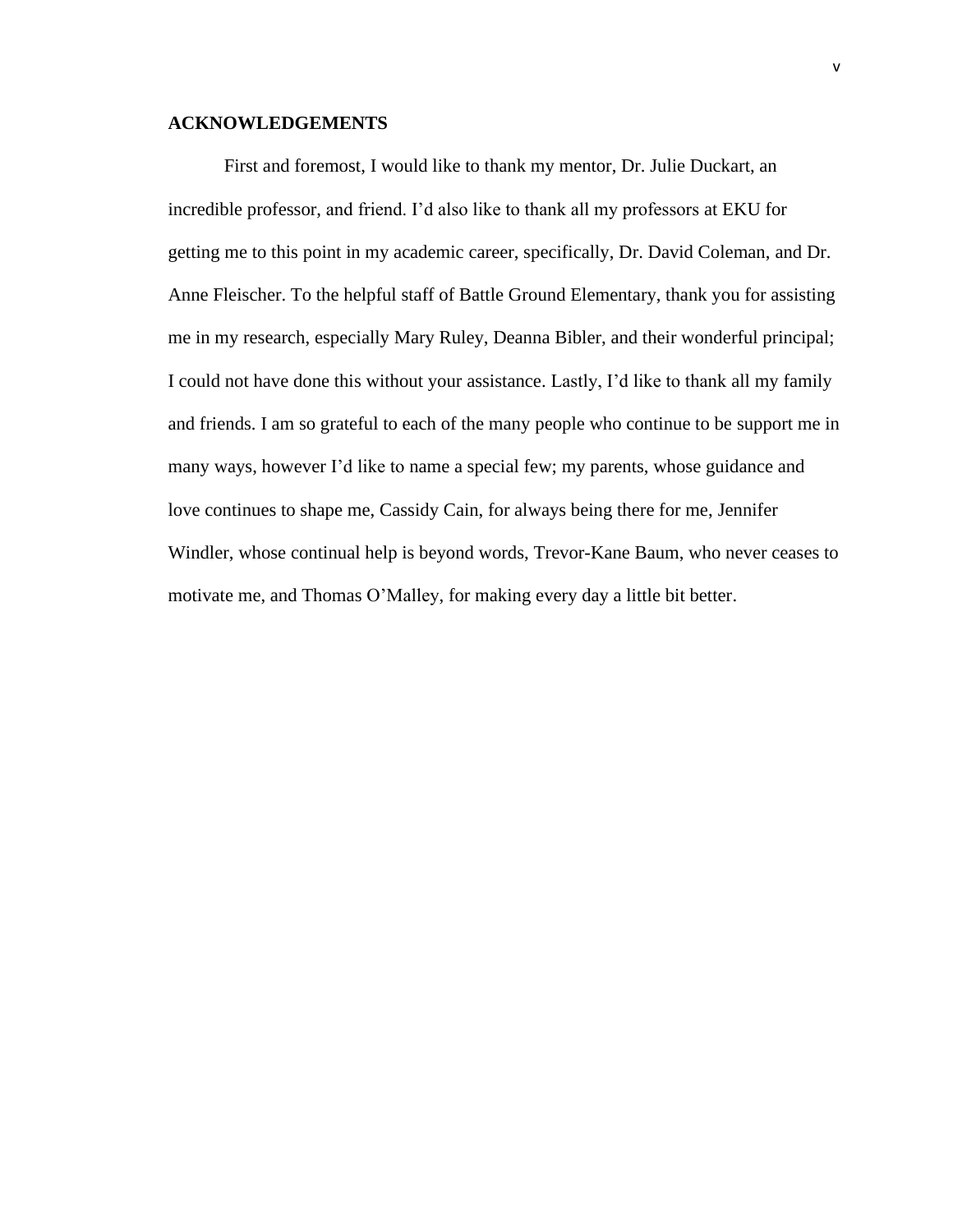## ACKNOWLEDGEMENTS

First and foremost, I would like to thank my mentor, Dr. Julie Duckart, an incredible professor, and friend. I'd also like to thank all my professors at EKU for getting me to this point in my academic career, specifically, Dr. David Coleman, and Dr. Anne Fleischer. To the helpful staff of Battle Ground Elementary, thank you for assisting me in my research, especially Mary Ruley, Deanna Bibler, and their wonderful principal; I could not have done this without your assistance. Lastly, I'd like to thank all my family and friends. I am so grateful to each of the many people who continue to be support me in many ways, however I'd like to name a special few; my parents, whose guidance and love continues to shape me, Cassidy Cain, for always being there for me, Jennifer Windler, whose continual help is beyond words, Trevor-Kane Baum, who never ceases to motivate me, and Thomas O'Malley, for making every day a little bit better.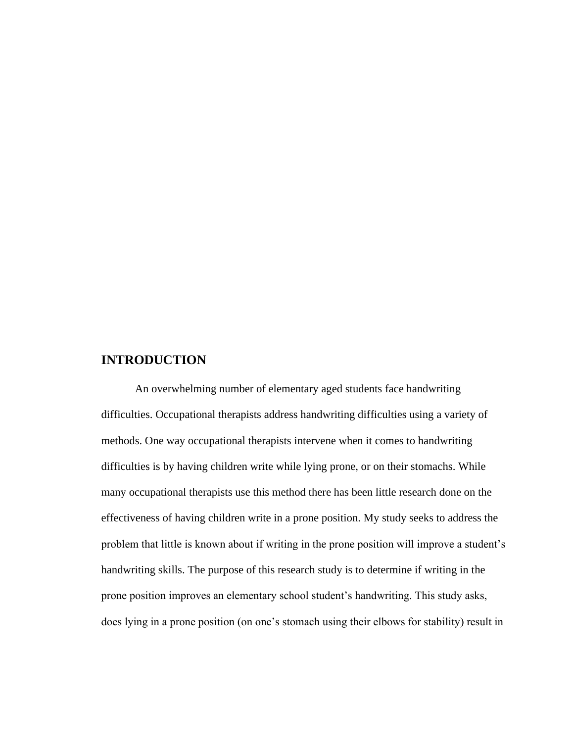# INTRODUCTION

An overwhelming number of elementary aged students face handwriting difficulties. Occupational therapists address handwriting difficulties using a variety of methods. One way occupational therapists intervene when it comes to handwriting difficulties is by having children write while lying prone, or on their stomachs. While many occupational therapists use this method there has been little research done on the effectiveness of having children write in a prone position. My study seeks to address the problem that little is known about if writing in the prone position will improve a student's handwriting skills. The purpose of this research study is to determine if writing in the prone position improves an elementary school student's handwriting. This study asks, does lying in a prone position (on one's stomach using their elbows for stability) result in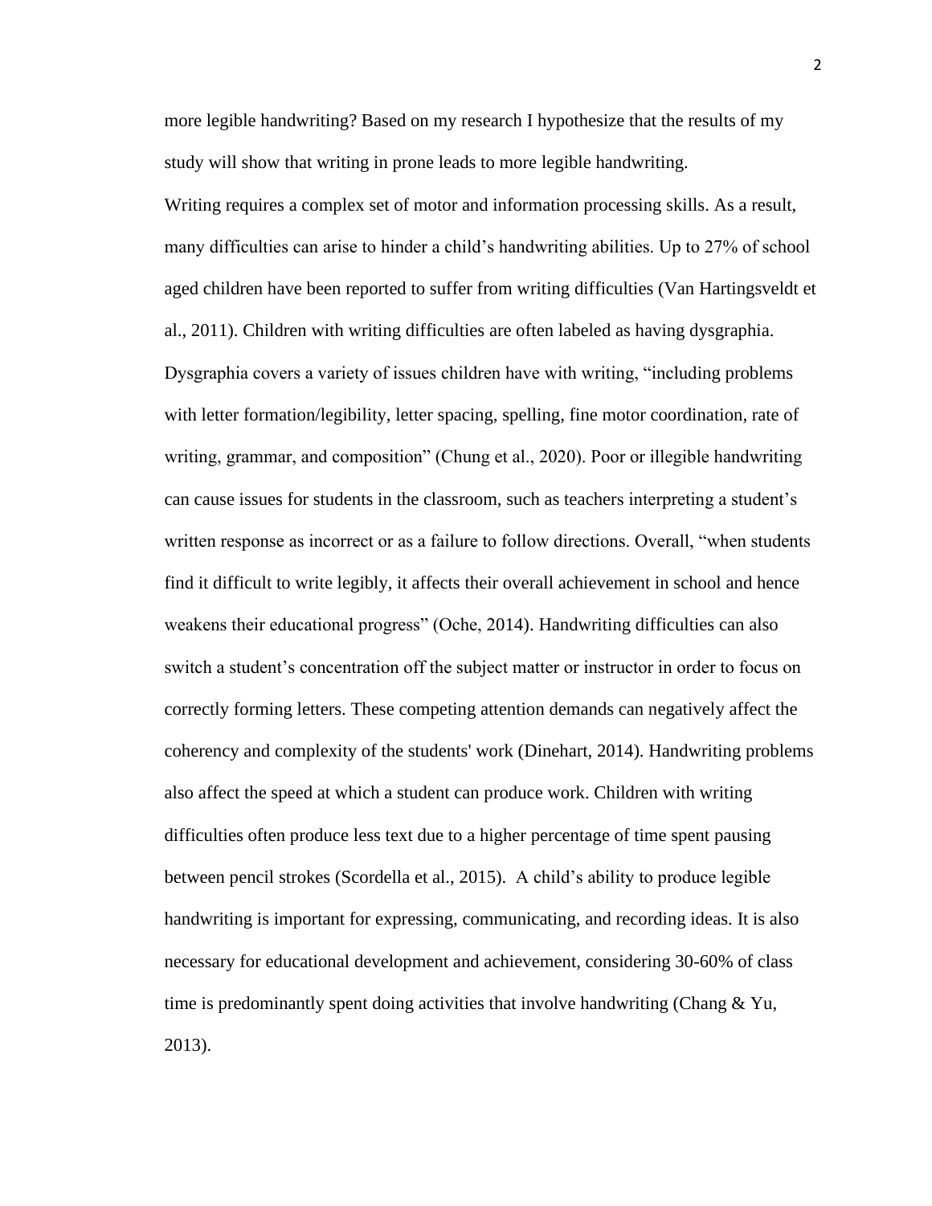more legible handwriting? Based on my research I hypothesize that the results of my study will show that writing in prone leads to more legible handwriting.

Writing requires a complex set of motor and information processing skills. As a result, many difficulties can arise to hinder a child's handwriting abilities. Up to 27% of school aged children have been reported to suffer from writing difficulties (Van Hartingsveldt et al., 2011). Children with writing difficulties are often labeled as having dysgraphia. Dysgraphia covers a variety of issues children have with writing, "including problems with letter formation/legibility, letter spacing, spelling, fine motor coordination, rate of writing, grammar, and composition" (Chung et al., 2020). Poor or illegible handwriting can cause issues for students in the classroom, such as teachers interpreting a student's written response as incorrect or as a failure to follow directions. Overall, "when students find it difficult to write legibly, it affects their overall achievement in school and hence weakens their educational progress" (Oche, 2014). Handwriting difficulties can also switch a student's concentration off the subject matter or instructor in order to focus on correctly forming letters. These competing attention demands can negatively affect the coherency and complexity of the students' work (Dinehart, 2014). Handwriting problems also affect the speed at which a student can produce work. Children with writing difficulties often produce less text due to a higher percentage of time spent pausing between pencil strokes (Scordella et al., 2015). A child's ability to produce legible handwriting is important for expressing, communicating, and recording ideas. It is also necessary for educational development and achievement, considering 30-60% of class time is predominantly spent doing activities that involve handwriting (Chang & Yu, 2013).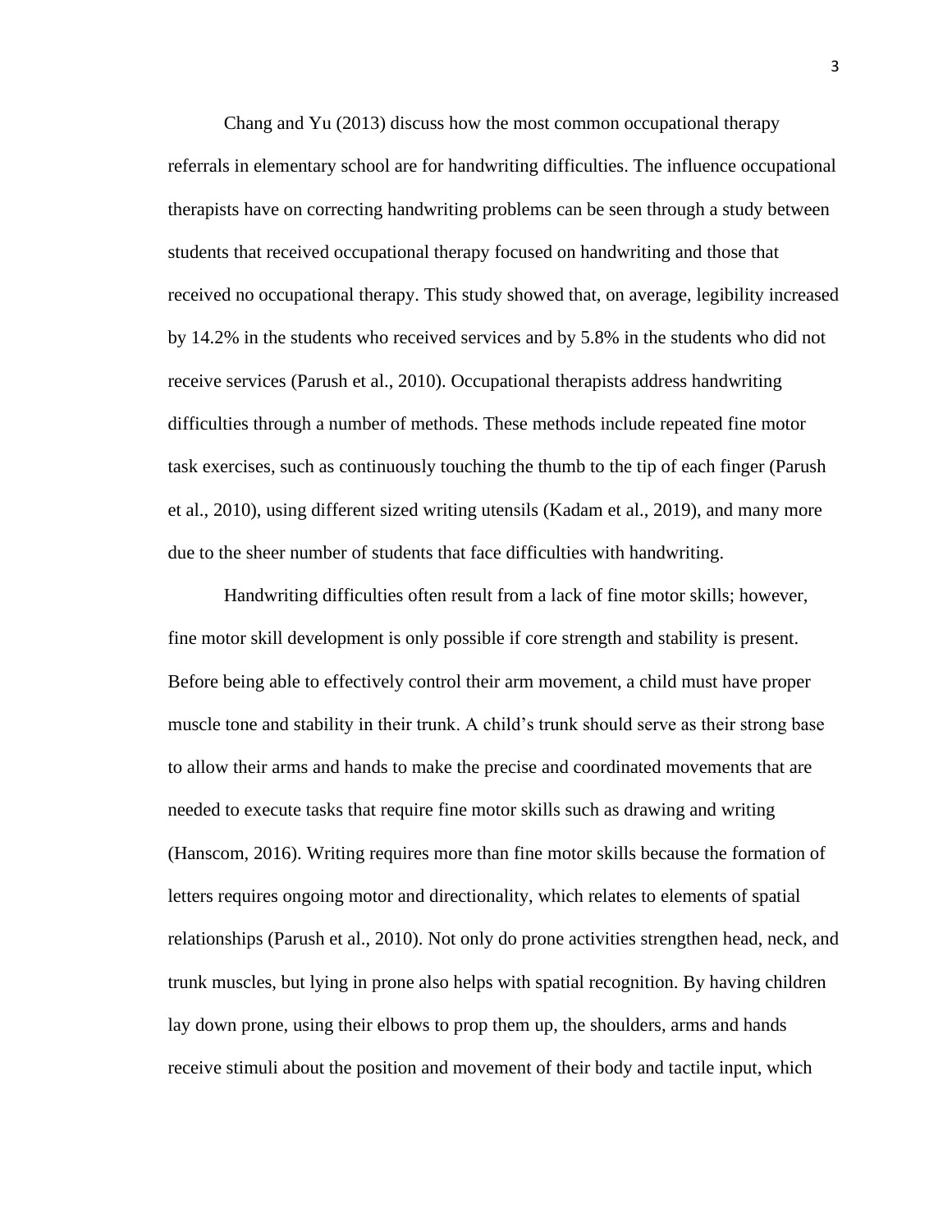Chang and Yu (2013) discuss how the most common occupational therapy referrals in elementary school are for handwriting difficulties. The influence occupational therapists have on correcting handwriting problems can be seen through a study between students that received occupational therapy focused on handwriting and those that received no occupational therapy. This study showed that, on average, legibility increased by 14.2% in the students who received services and by 5.8% in the students who did not receive services (Parush et al., 2010). Occupational therapists address handwriting difficulties through a number of methods. These methods include repeated fine motor task exercises, such as continuously touching the thumb to the tip of each finger (Parush et al., 2010), using different sized writing utensils (Kadam et al., 2019), and many more due to the sheer number of students that face difficulties with handwriting.

Handwriting difficulties often result from a lack of fine motor skills; however, fine motor skill development is only possible if core strength and stability is present. Before being able to effectively control their arm movement, a child must have proper muscle tone and stability in their trunk. A child's trunk should serve as their strong base to allow their arms and hands to make the precise and coordinated movements that are needed to execute tasks that require fine motor skills such as drawing and writing (Hanscom, 2016). Writing requires more than fine motor skills because the formation of letters requires ongoing motor and directionality, which relates to elements of spatial relationships (Parush et al., 2010). Not only do prone activities strengthen head, neck, and trunk muscles, but lying in prone also helps with spatial recognition. By having children lay down prone, using their elbows to prop them up, the shoulders, arms and hands receive stimuli about the position and movement of their body and tactile input, which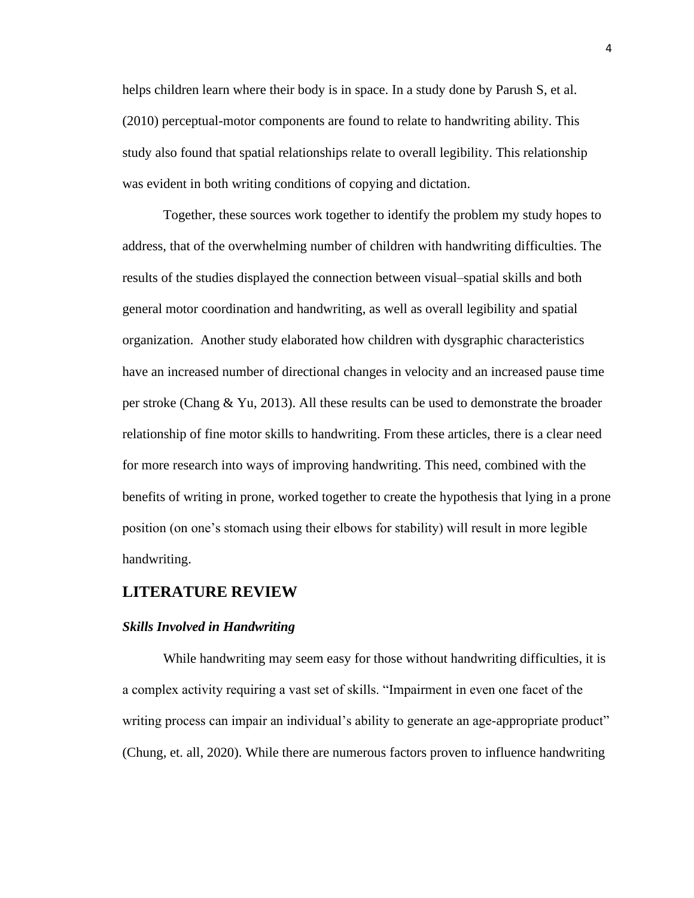helps children learn where their body is in space. In a study done by Parush S, et al. (2010) perceptual-motor components are found to relate to handwriting ability. This study also found that spatial relationships relate to overall legibility. This relationship was evident in both writing conditions of copying and dictation.

Together, these sources work together to identify the problem my study hopes to address, that of the overwhelming number of children with handwriting difficulties. The results of the studies displayed the connection between visual–spatial skills and both general motor coordination and handwriting, as well as overall legibility and spatial organization. Another study elaborated how children with dysgraphic characteristics have an increased number of directional changes in velocity and an increased pause time per stroke (Chang & Yu, 2013). All these results can be used to demonstrate the broader relationship of fine motor skills to handwriting. From these articles, there is a clear need for more research into ways of improving handwriting. This need, combined with the benefits of writing in prone, worked together to create the hypothesis that lying in a prone position (on one's stomach using their elbows for stability) will result in more legible handwriting.

## LITERATURE REVIEW

### *Skills Involved in Handwriting*

While handwriting may seem easy for those without handwriting difficulties, it is a complex activity requiring a vast set of skills. "Impairment in even one facet of the writing process can impair an individual's ability to generate an age-appropriate product" (Chung, et. all, 2020). While there are numerous factors proven to influence handwriting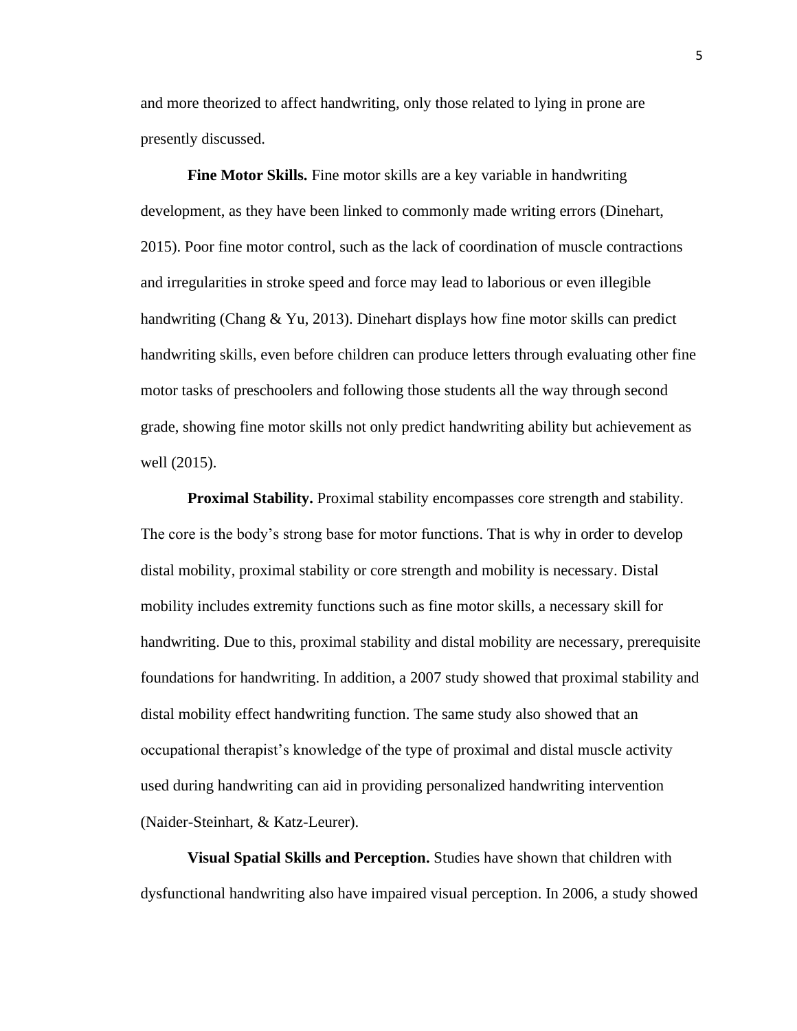and more theorized to affect handwriting, only those related to lying in prone are presently discussed.

**Fine Motor Skills.** Fine motor skills are a key variable in handwriting development, as they have been linked to commonly made writing errors (Dinehart, 2015). Poor fine motor control, such as the lack of coordination of muscle contractions and irregularities in stroke speed and force may lead to laborious or even illegible handwriting (Chang & Yu, 2013). Dinehart displays how fine motor skills can predict handwriting skills, even before children can produce letters through evaluating other fine motor tasks of preschoolers and following those students all the way through second grade, showing fine motor skills not only predict handwriting ability but achievement as well (2015).

**Proximal Stability.** Proximal stability encompasses core strength and stability. The core is the body's strong base for motor functions. That is why in order to develop distal mobility, proximal stability or core strength and mobility is necessary. Distal mobility includes extremity functions such as fine motor skills, a necessary skill for handwriting. Due to this, proximal stability and distal mobility are necessary, prerequisite foundations for handwriting. In addition, a 2007 study showed that proximal stability and distal mobility effect handwriting function. The same study also showed that an occupational therapist's knowledge of the type of proximal and distal muscle activity used during handwriting can aid in providing personalized handwriting intervention (Naider-Steinhart, & Katz-Leurer).

**Visual Spatial Skills and Perception.** Studies have shown that children with dysfunctional handwriting also have impaired visual perception. In 2006, a study showed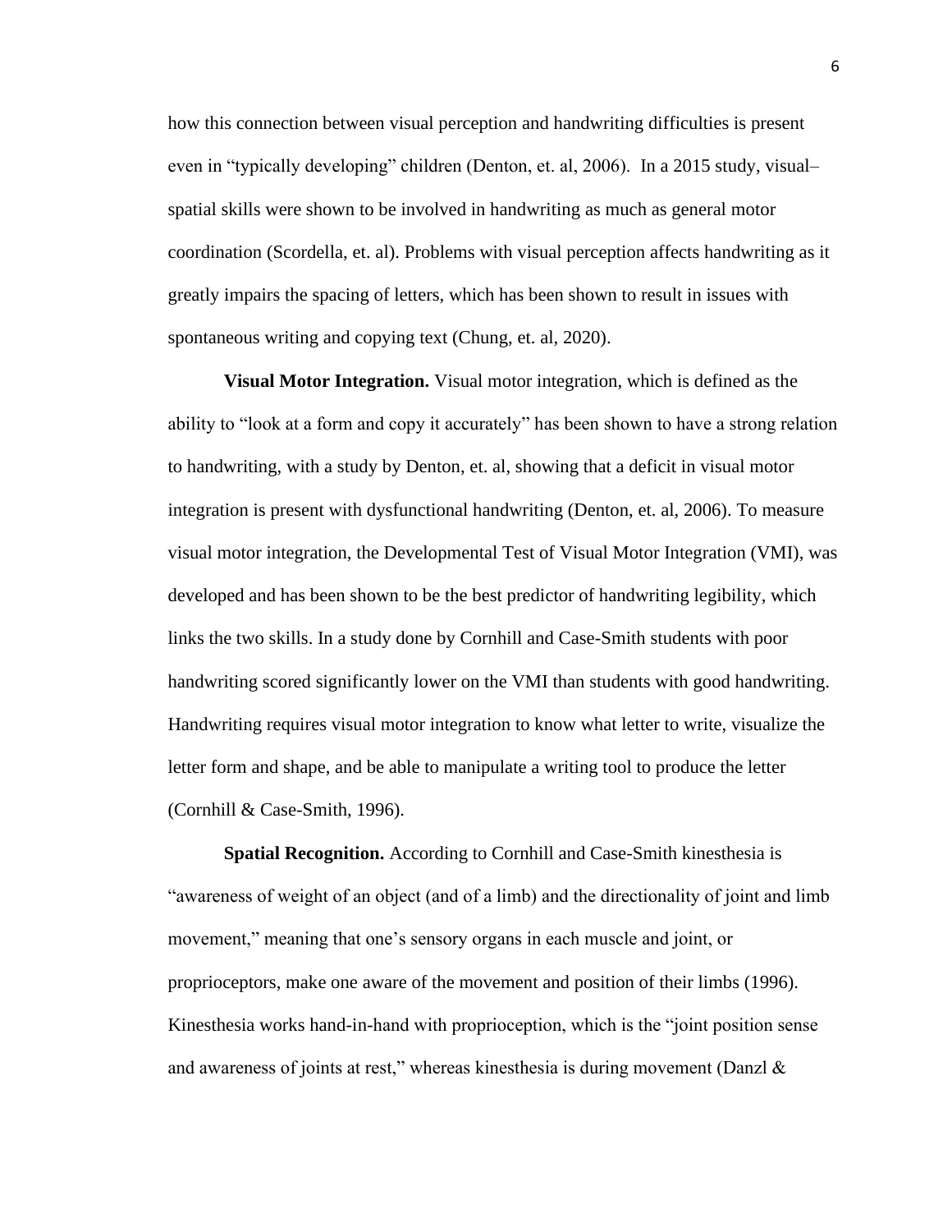how this connection between visual perception and handwriting difficulties is present even in "typically developing" children (Denton, et. al, 2006). In a 2015 study, visual–spatial skills were shown to be involved in handwriting as much as general motor coordination (Scordella, et. al). Problems with visual perception affects handwriting as it greatly impairs the spacing of letters, which has been shown to result in issues with spontaneous writing and copying text (Chung, et. al, 2020).

**Visual Motor Integration.** Visual motor integration, which is defined as the ability to "look at a form and copy it accurately" has been shown to have a strong relation to handwriting, with a study by Denton, et. al, showing that a deficit in visual motor integration is present with dysfunctional handwriting (Denton, et. al, 2006). To measure visual motor integration, the Developmental Test of Visual Motor Integration (VMI), was developed and has been shown to be the best predictor of handwriting legibility, which links the two skills. In a study done by Cornhill and Case-Smith students with poor handwriting scored significantly lower on the VMI than students with good handwriting. Handwriting requires visual motor integration to know what letter to write, visualize the letter form and shape, and be able to manipulate a writing tool to produce the letter (Cornhill & Case-Smith, 1996).

**Spatial Recognition.** According to Cornhill and Case-Smith kinesthesia is "awareness of weight of an object (and of a limb) and the directionality of joint and limb movement," meaning that one's sensory organs in each muscle and joint, or proprioceptors, make one aware of the movement and position of their limbs (1996). Kinesthesia works hand-in-hand with proprioception, which is the "joint position sense and awareness of joints at rest," whereas kinesthesia is during movement (Danzl &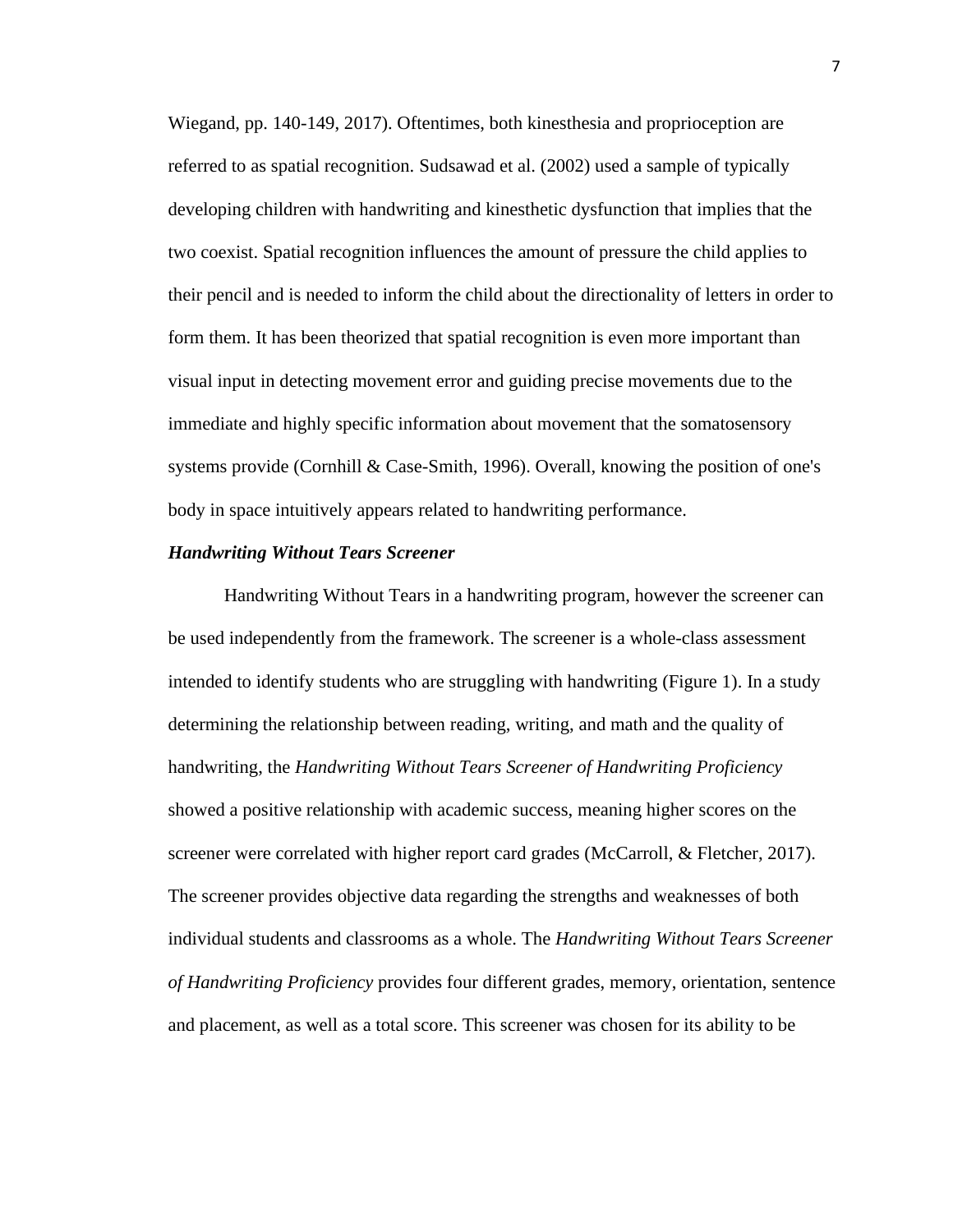Wiegand, pp. 140-149, 2017). Oftentimes, both kinesthesia and proprioception are referred to as spatial recognition. Sudsawad et al. (2002) used a sample of typically developing children with handwriting and kinesthetic dysfunction that implies that the two coexist. Spatial recognition influences the amount of pressure the child applies to their pencil and is needed to inform the child about the directionality of letters in order to form them. It has been theorized that spatial recognition is even more important than visual input in detecting movement error and guiding precise movements due to the immediate and highly specific information about movement that the somatosensory systems provide (Cornhill & Case-Smith, 1996). Overall, knowing the position of one's body in space intuitively appears related to handwriting performance.

***Handwriting Without Tears Screener***

Handwriting Without Tears in a handwriting program, however the screener can be used independently from the framework. The screener is a whole-class assessment intended to identify students who are struggling with handwriting (Figure 1). In a study determining the relationship between reading, writing, and math and the quality of handwriting, the *Handwriting Without Tears Screener of Handwriting Proficiency* showed a positive relationship with academic success, meaning higher scores on the screener were correlated with higher report card grades (McCarroll, & Fletcher, 2017). The screener provides objective data regarding the strengths and weaknesses of both individual students and classrooms as a whole. The *Handwriting Without Tears Screener of Handwriting Proficiency* provides four different grades, memory, orientation, sentence and placement, as well as a total score. This screener was chosen for its ability to be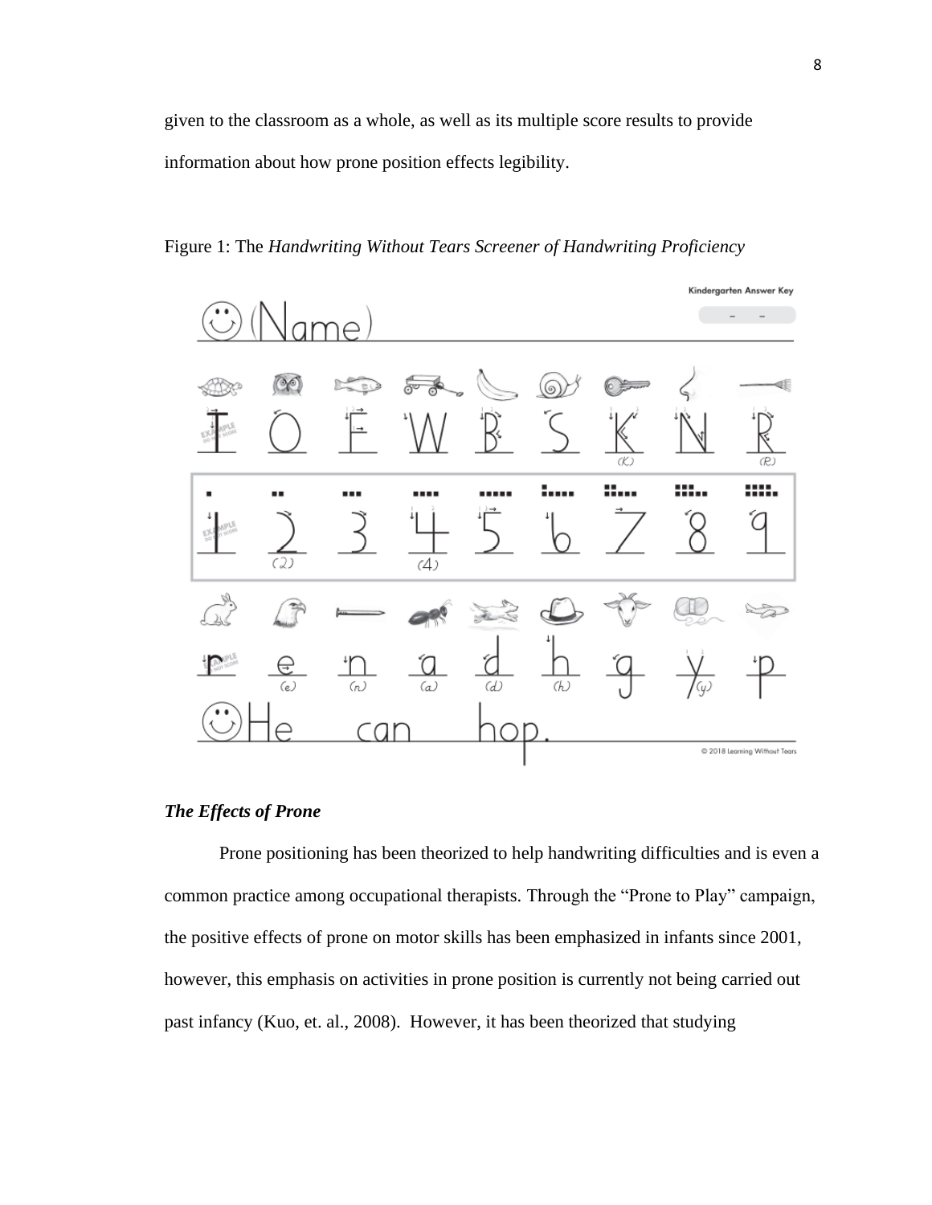given to the classroom as a whole, as well as its multiple score results to provide information about how prone position effects legibility.

Figure 1: The *Handwriting Without Tears Screener of Handwriting Proficiency*

### *The Effects of Prone*

Prone positioning has been theorized to help handwriting difficulties and is even a common practice among occupational therapists. Through the "Prone to Play" campaign, the positive effects of prone on motor skills has been emphasized in infants since 2001, however, this emphasis on activities in prone position is currently not being carried out past infancy (Kuo, et. al., 2008). However, it has been theorized that studying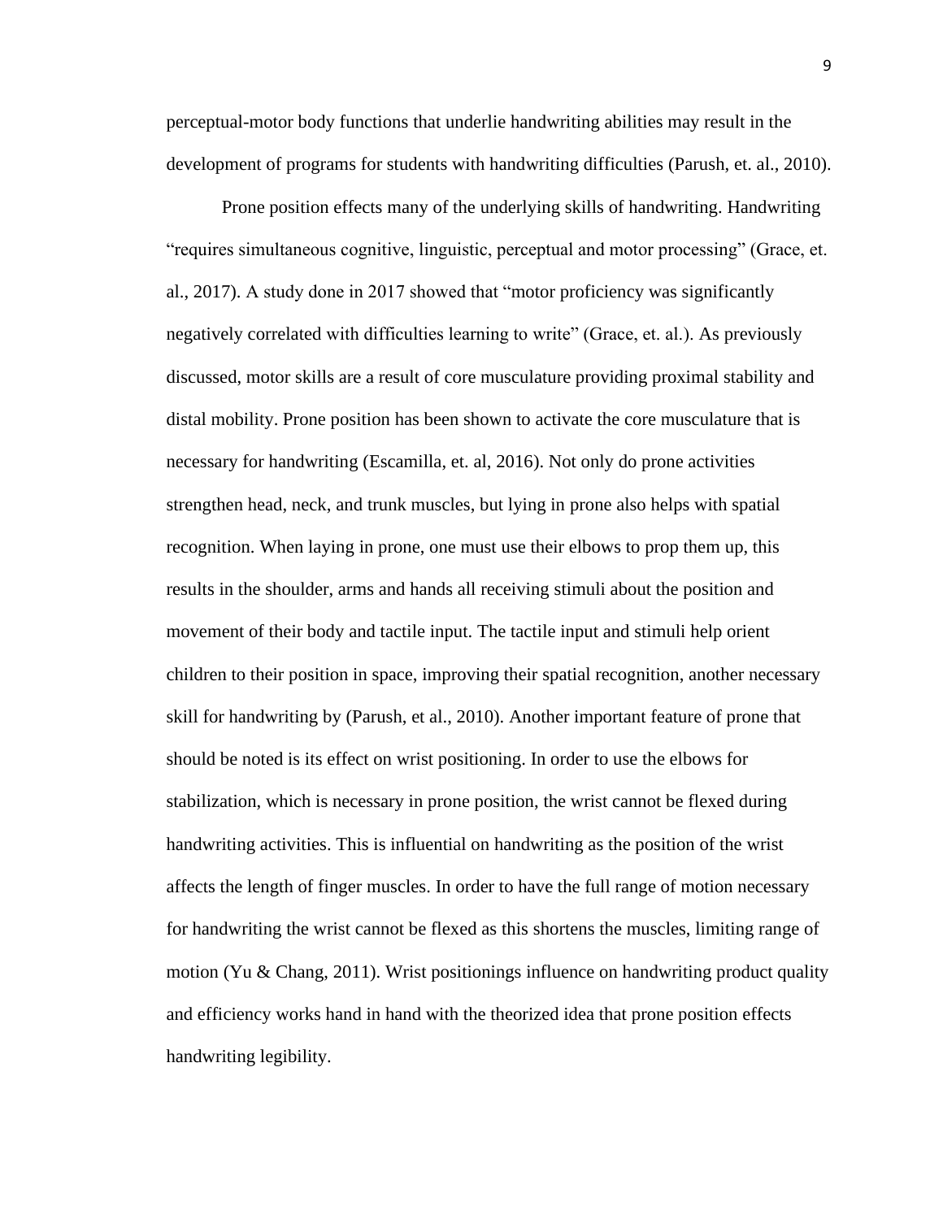perceptual-motor body functions that underlie handwriting abilities may result in the development of programs for students with handwriting difficulties (Parush, et. al., 2010).

Prone position effects many of the underlying skills of handwriting. Handwriting "requires simultaneous cognitive, linguistic, perceptual and motor processing" (Grace, et. al., 2017). A study done in 2017 showed that "motor proficiency was significantly negatively correlated with difficulties learning to write" (Grace, et. al.). As previously discussed, motor skills are a result of core musculature providing proximal stability and distal mobility. Prone position has been shown to activate the core musculature that is necessary for handwriting (Escamilla, et. al, 2016). Not only do prone activities strengthen head, neck, and trunk muscles, but lying in prone also helps with spatial recognition. When laying in prone, one must use their elbows to prop them up, this results in the shoulder, arms and hands all receiving stimuli about the position and movement of their body and tactile input. The tactile input and stimuli help orient children to their position in space, improving their spatial recognition, another necessary skill for handwriting by (Parush, et al., 2010). Another important feature of prone that should be noted is its effect on wrist positioning. In order to use the elbows for stabilization, which is necessary in prone position, the wrist cannot be flexed during handwriting activities. This is influential on handwriting as the position of the wrist affects the length of finger muscles. In order to have the full range of motion necessary for handwriting the wrist cannot be flexed as this shortens the muscles, limiting range of motion (Yu & Chang, 2011). Wrist positionings influence on handwriting product quality and efficiency works hand in hand with the theorized idea that prone position effects handwriting legibility.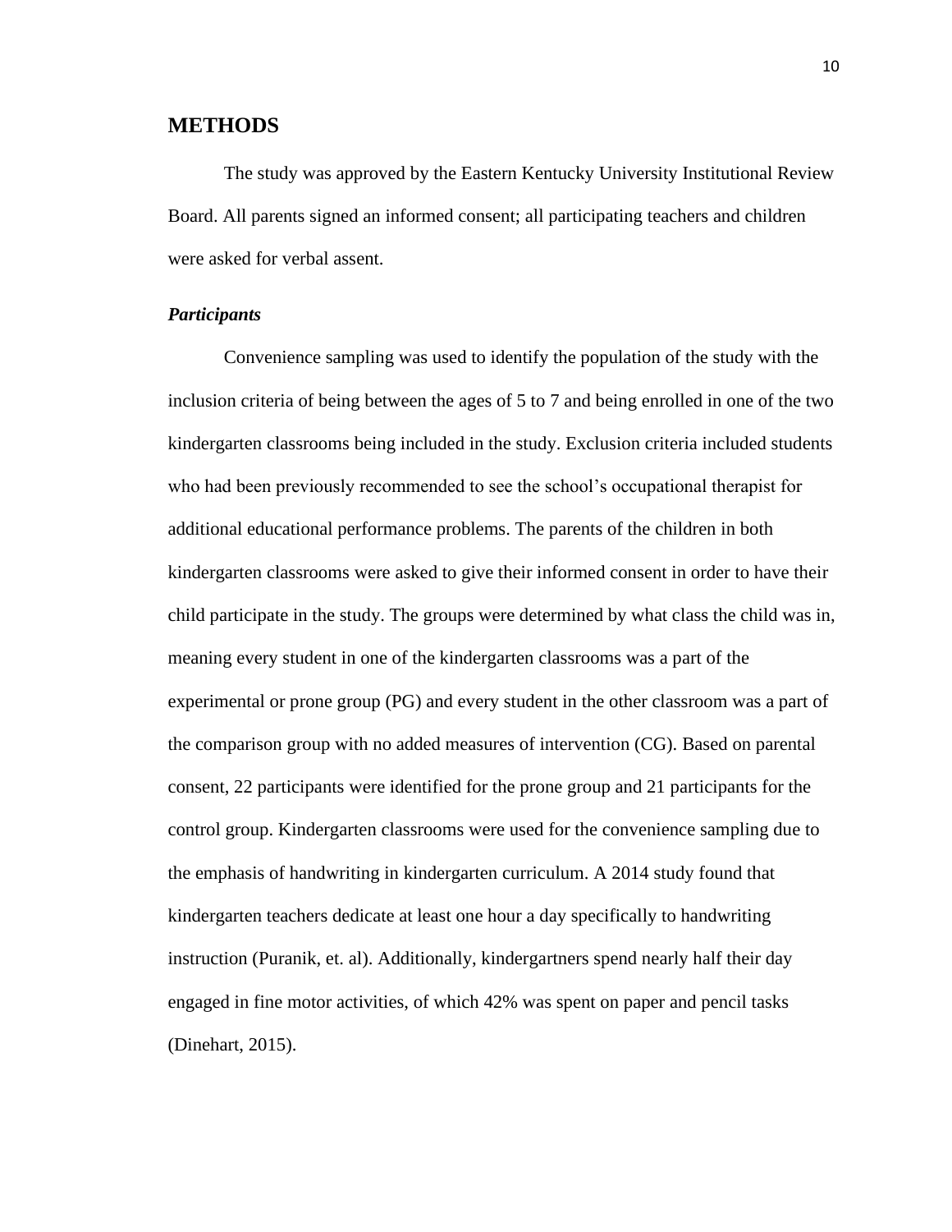## METHODS

The study was approved by the Eastern Kentucky University Institutional Review Board. All parents signed an informed consent; all participating teachers and children were asked for verbal assent.

### *Participants*

Convenience sampling was used to identify the population of the study with the inclusion criteria of being between the ages of 5 to 7 and being enrolled in one of the two kindergarten classrooms being included in the study. Exclusion criteria included students who had been previously recommended to see the school's occupational therapist for additional educational performance problems. The parents of the children in both kindergarten classrooms were asked to give their informed consent in order to have their child participate in the study. The groups were determined by what class the child was in, meaning every student in one of the kindergarten classrooms was a part of the experimental or prone group (PG) and every student in the other classroom was a part of the comparison group with no added measures of intervention (CG). Based on parental consent, 22 participants were identified for the prone group and 21 participants for the control group. Kindergarten classrooms were used for the convenience sampling due to the emphasis of handwriting in kindergarten curriculum. A 2014 study found that kindergarten teachers dedicate at least one hour a day specifically to handwriting instruction (Puranik, et. al). Additionally, kindergartners spend nearly half their day engaged in fine motor activities, of which 42% was spent on paper and pencil tasks (Dinehart, 2015).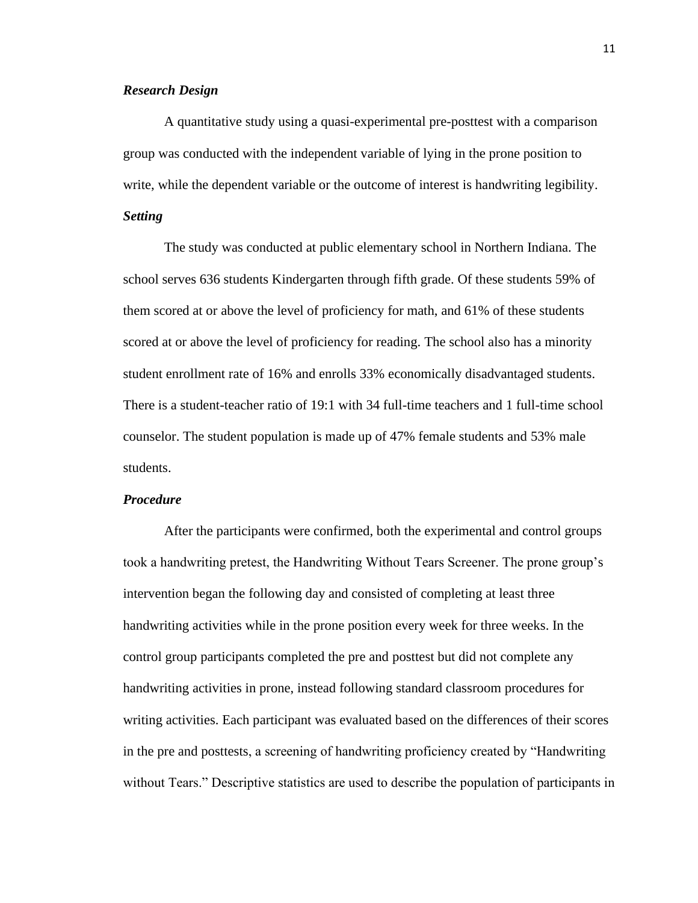***Research Design***

A quantitative study using a quasi-experimental pre-posttest with a comparison group was conducted with the independent variable of lying in the prone position to write, while the dependent variable or the outcome of interest is handwriting legibility.

***Setting***

The study was conducted at public elementary school in Northern Indiana. The school serves 636 students Kindergarten through fifth grade. Of these students 59% of them scored at or above the level of proficiency for math, and 61% of these students scored at or above the level of proficiency for reading. The school also has a minority student enrollment rate of 16% and enrolls 33% economically disadvantaged students. There is a student-teacher ratio of 19:1 with 34 full-time teachers and 1 full-time school counselor. The student population is made up of 47% female students and 53% male students.

***Procedure***

After the participants were confirmed, both the experimental and control groups took a handwriting pretest, the Handwriting Without Tears Screener. The prone group's intervention began the following day and consisted of completing at least three handwriting activities while in the prone position every week for three weeks. In the control group participants completed the pre and posttest but did not complete any handwriting activities in prone, instead following standard classroom procedures for writing activities. Each participant was evaluated based on the differences of their scores in the pre and posttests, a screening of handwriting proficiency created by "Handwriting without Tears." Descriptive statistics are used to describe the population of participants in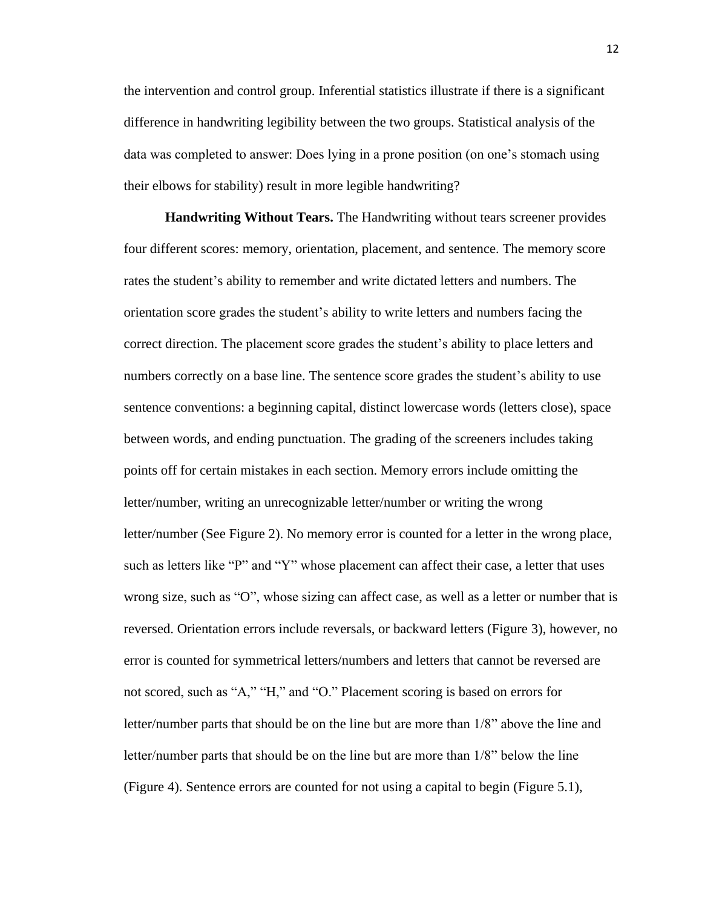the intervention and control group. Inferential statistics illustrate if there is a significant difference in handwriting legibility between the two groups. Statistical analysis of the data was completed to answer: Does lying in a prone position (on one's stomach using their elbows for stability) result in more legible handwriting?

**Handwriting Without Tears.** The Handwriting without tears screener provides four different scores: memory, orientation, placement, and sentence. The memory score rates the student's ability to remember and write dictated letters and numbers. The orientation score grades the student's ability to write letters and numbers facing the correct direction. The placement score grades the student's ability to place letters and numbers correctly on a base line. The sentence score grades the student's ability to use sentence conventions: a beginning capital, distinct lowercase words (letters close), space between words, and ending punctuation. The grading of the screeners includes taking points off for certain mistakes in each section. Memory errors include omitting the letter/number, writing an unrecognizable letter/number or writing the wrong letter/number (See Figure 2). No memory error is counted for a letter in the wrong place, such as letters like "P" and "Y" whose placement can affect their case, a letter that uses wrong size, such as "O", whose sizing can affect case, as well as a letter or number that is reversed. Orientation errors include reversals, or backward letters (Figure 3), however, no error is counted for symmetrical letters/numbers and letters that cannot be reversed are not scored, such as "A," "H," and "O." Placement scoring is based on errors for letter/number parts that should be on the line but are more than 1/8" above the line and letter/number parts that should be on the line but are more than 1/8" below the line (Figure 4). Sentence errors are counted for not using a capital to begin (Figure 5.1),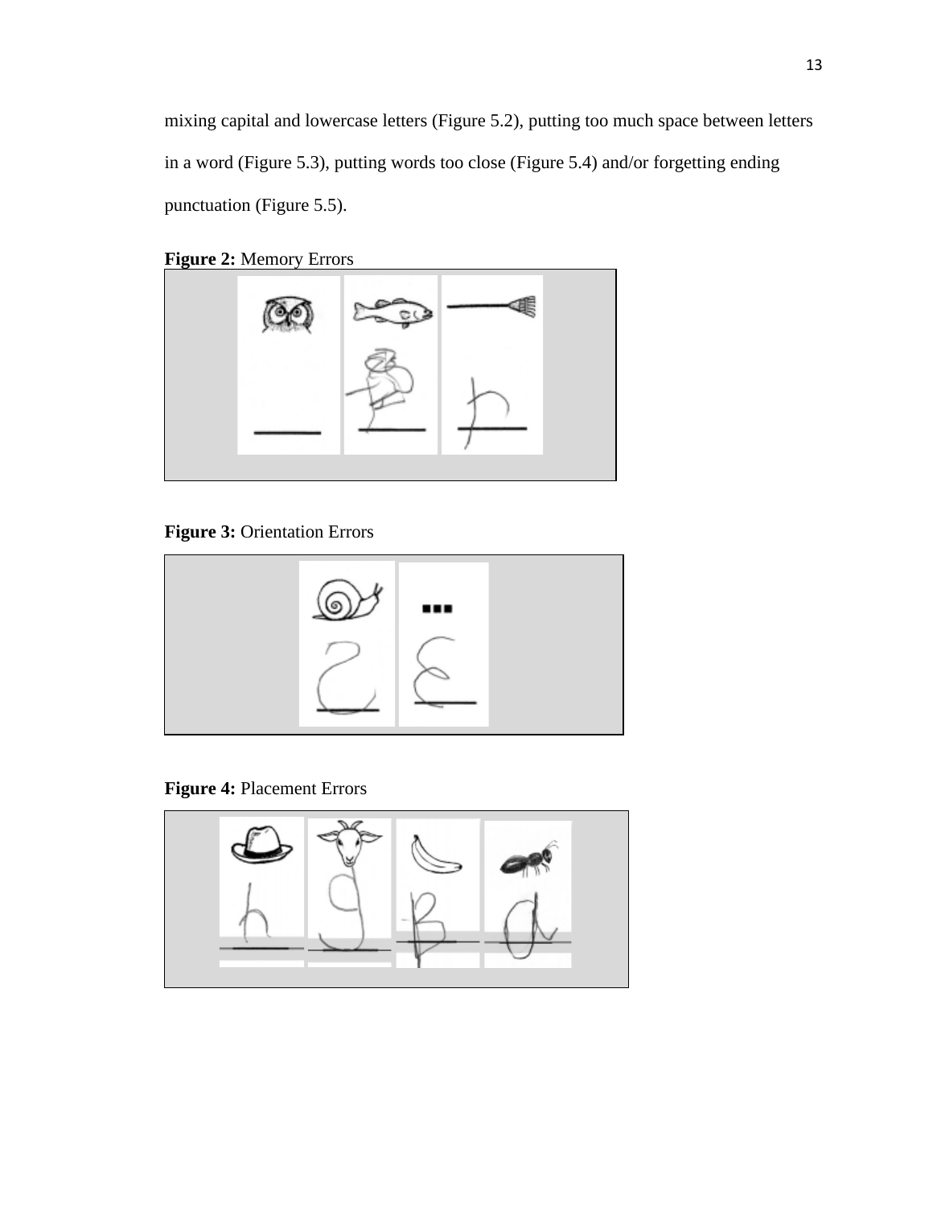mixing capital and lowercase letters (Figure 5.2), putting too much space between letters in a word (Figure 5.3), putting words too close (Figure 5.4) and/or forgetting ending punctuation (Figure 5.5).

**Figure 2:** Memory Errors

**Figure 3:** Orientation Errors

**Figure 4:** Placement Errors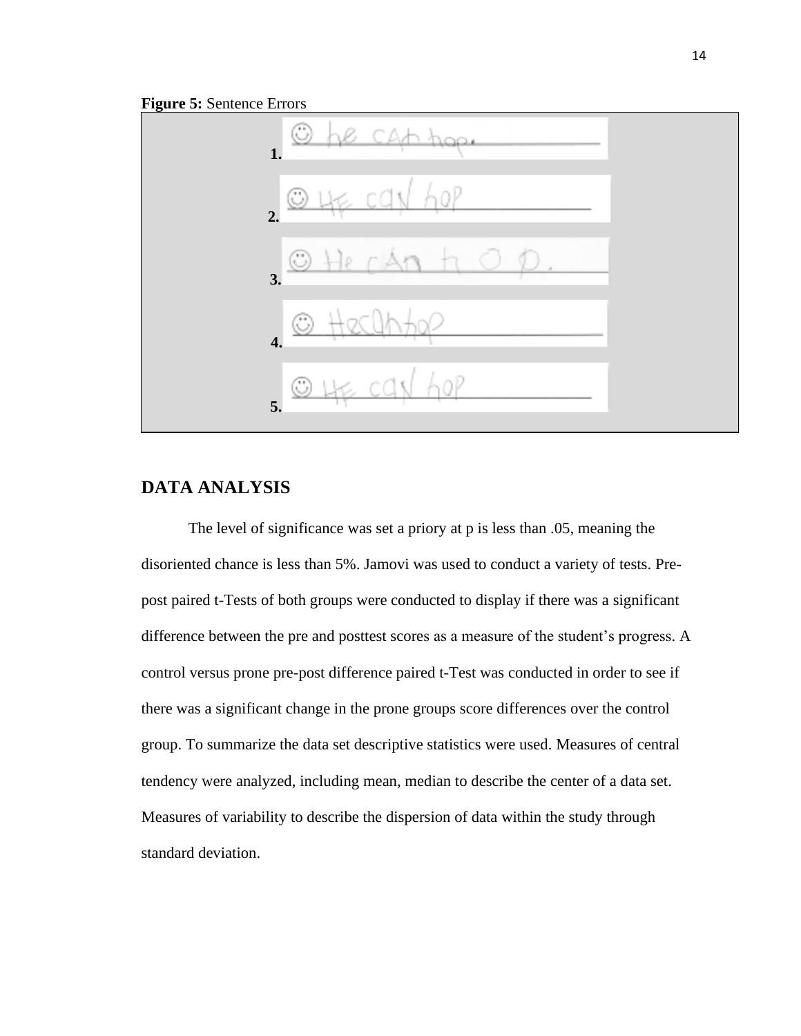**Figure 5:** Sentence Errors

1.

2.

3.

4.

5.

## DATA ANALYSIS

The level of significance was set a priory at p is less than .05, meaning the disoriented chance is less than 5%. Jamovi was used to conduct a variety of tests. Pre-post paired t-Tests of both groups were conducted to display if there was a significant difference between the pre and posttest scores as a measure of the student's progress. A control versus prone pre-post difference paired t-Test was conducted in order to see if there was a significant change in the prone groups score differences over the control group. To summarize the data set descriptive statistics were used. Measures of central tendency were analyzed, including mean, median to describe the center of a data set. Measures of variability to describe the dispersion of data within the study through standard deviation.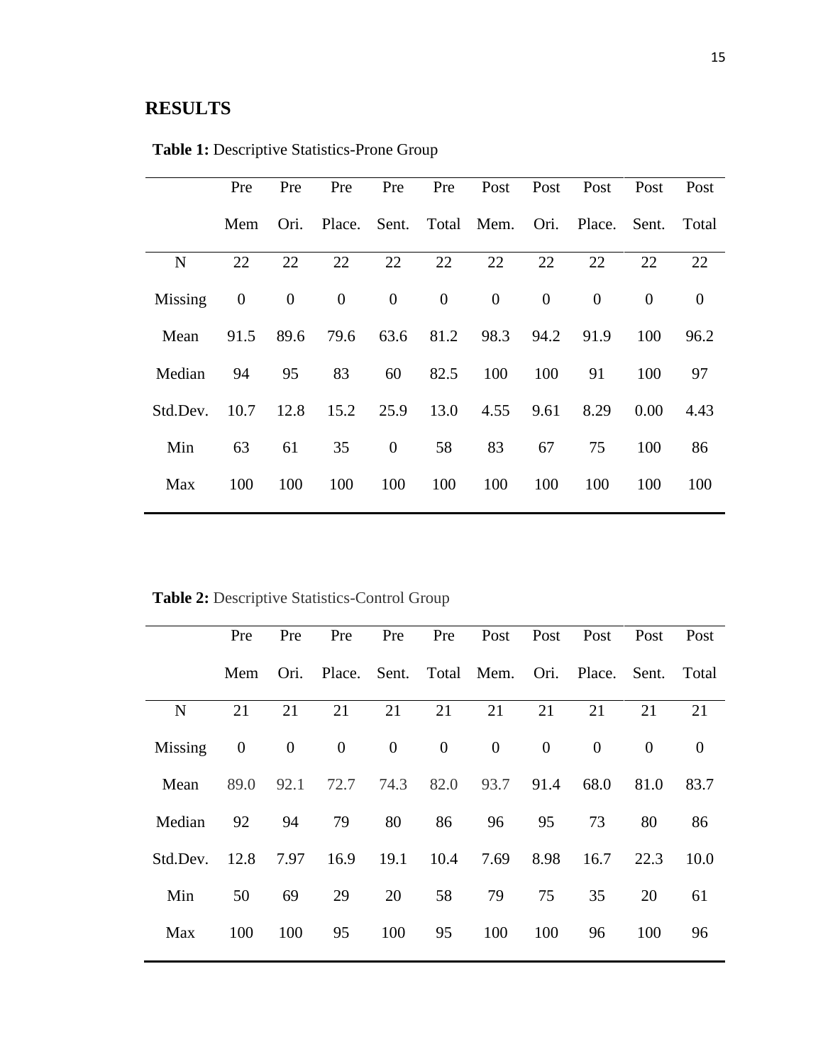## RESULTS

**Table 1:** Descriptive Statistics-Prone Group

| | Pre Mem | Pre Ori. | Pre Place. | Pre Sent. | Pre Total | Post Mem. | Post Ori. | Post Place. | Post Sent. | Post Total |
|---|---|---|---|---|---|---|---|---|---|---|
| N | 22 | 22 | 22 | 22 | 22 | 22 | 22 | 22 | 22 | 22 |
| Missing | 0 | 0 | 0 | 0 | 0 | 0 | 0 | 0 | 0 | 0 |
| Mean | 91.5 | 89.6 | 79.6 | 63.6 | 81.2 | 98.3 | 94.2 | 91.9 | 100 | 96.2 |
| Median | 94 | 95 | 83 | 60 | 82.5 | 100 | 100 | 91 | 100 | 97 |
| Std.Dev. | 10.7 | 12.8 | 15.2 | 25.9 | 13.0 | 4.55 | 9.61 | 8.29 | 0.00 | 4.43 |
| Min | 63 | 61 | 35 | 0 | 58 | 83 | 67 | 75 | 100 | 86 |
| Max | 100 | 100 | 100 | 100 | 100 | 100 | 100 | 100 | 100 | 100 |

**Table 2:** Descriptive Statistics-Control Group

| | Pre Mem | Pre Ori. | Pre Place. | Pre Sent. | Pre Total | Post Mem. | Post Ori. | Post Place. | Post Sent. | Post Total |
|---|---|---|---|---|---|---|---|---|---|---|
| N | 21 | 21 | 21 | 21 | 21 | 21 | 21 | 21 | 21 | 21 |
| Missing | 0 | 0 | 0 | 0 | 0 | 0 | 0 | 0 | 0 | 0 |
| Mean | 89.0 | 92.1 | 72.7 | 74.3 | 82.0 | 93.7 | 91.4 | 68.0 | 81.0 | 83.7 |
| Median | 92 | 94 | 79 | 80 | 86 | 96 | 95 | 73 | 80 | 86 |
| Std.Dev. | 12.8 | 7.97 | 16.9 | 19.1 | 10.4 | 7.69 | 8.98 | 16.7 | 22.3 | 10.0 |
| Min | 50 | 69 | 29 | 20 | 58 | 79 | 75 | 35 | 20 | 61 |
| Max | 100 | 100 | 95 | 100 | 95 | 100 | 100 | 96 | 100 | 96 |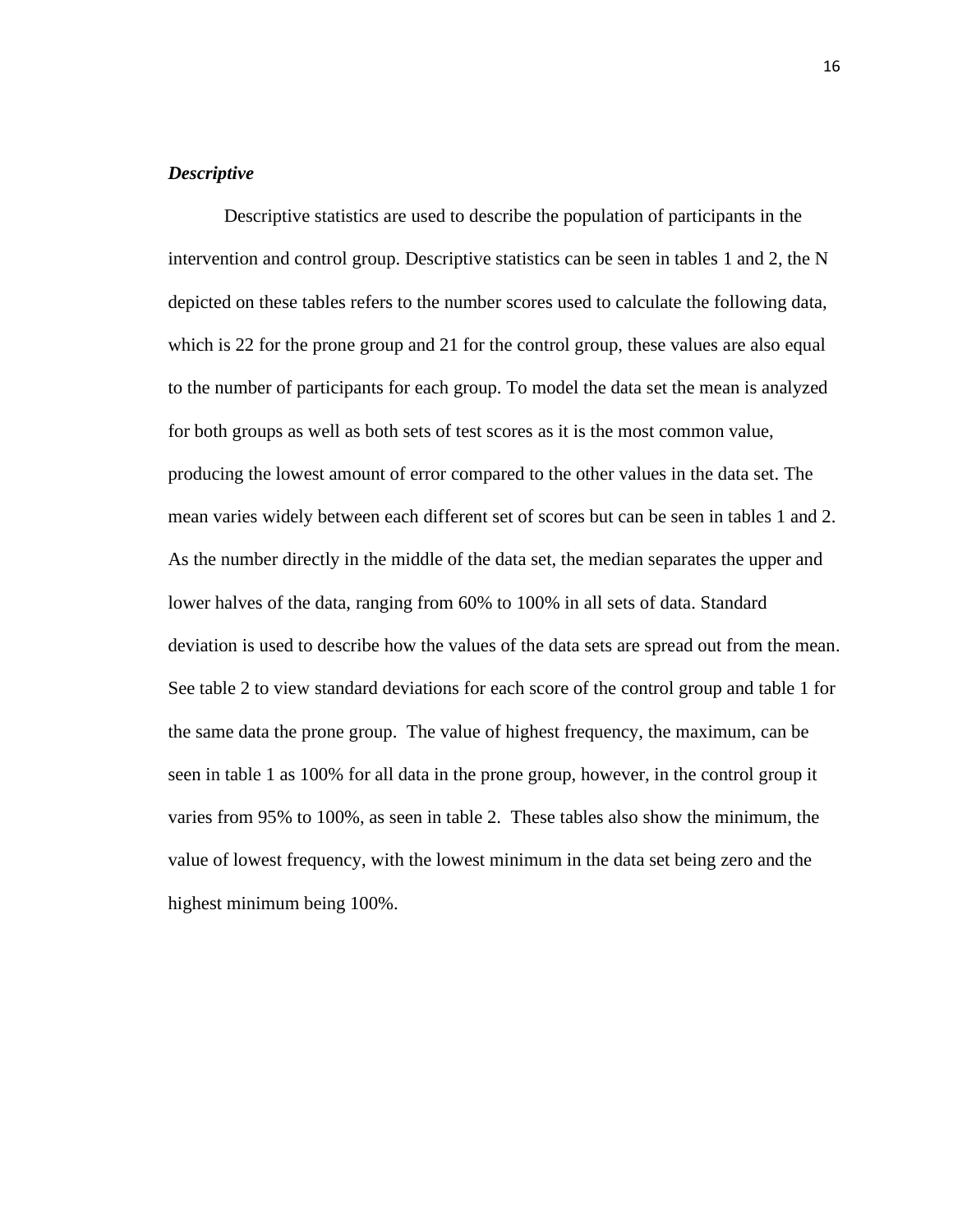### *Descriptive*

Descriptive statistics are used to describe the population of participants in the intervention and control group. Descriptive statistics can be seen in tables 1 and 2, the N depicted on these tables refers to the number scores used to calculate the following data, which is 22 for the prone group and 21 for the control group, these values are also equal to the number of participants for each group. To model the data set the mean is analyzed for both groups as well as both sets of test scores as it is the most common value, producing the lowest amount of error compared to the other values in the data set. The mean varies widely between each different set of scores but can be seen in tables 1 and 2. As the number directly in the middle of the data set, the median separates the upper and lower halves of the data, ranging from 60% to 100% in all sets of data. Standard deviation is used to describe how the values of the data sets are spread out from the mean. See table 2 to view standard deviations for each score of the control group and table 1 for the same data the prone group.  The value of highest frequency, the maximum, can be seen in table 1 as 100% for all data in the prone group, however, in the control group it varies from 95% to 100%, as seen in table 2.  These tables also show the minimum, the value of lowest frequency, with the lowest minimum in the data set being zero and the highest minimum being 100%.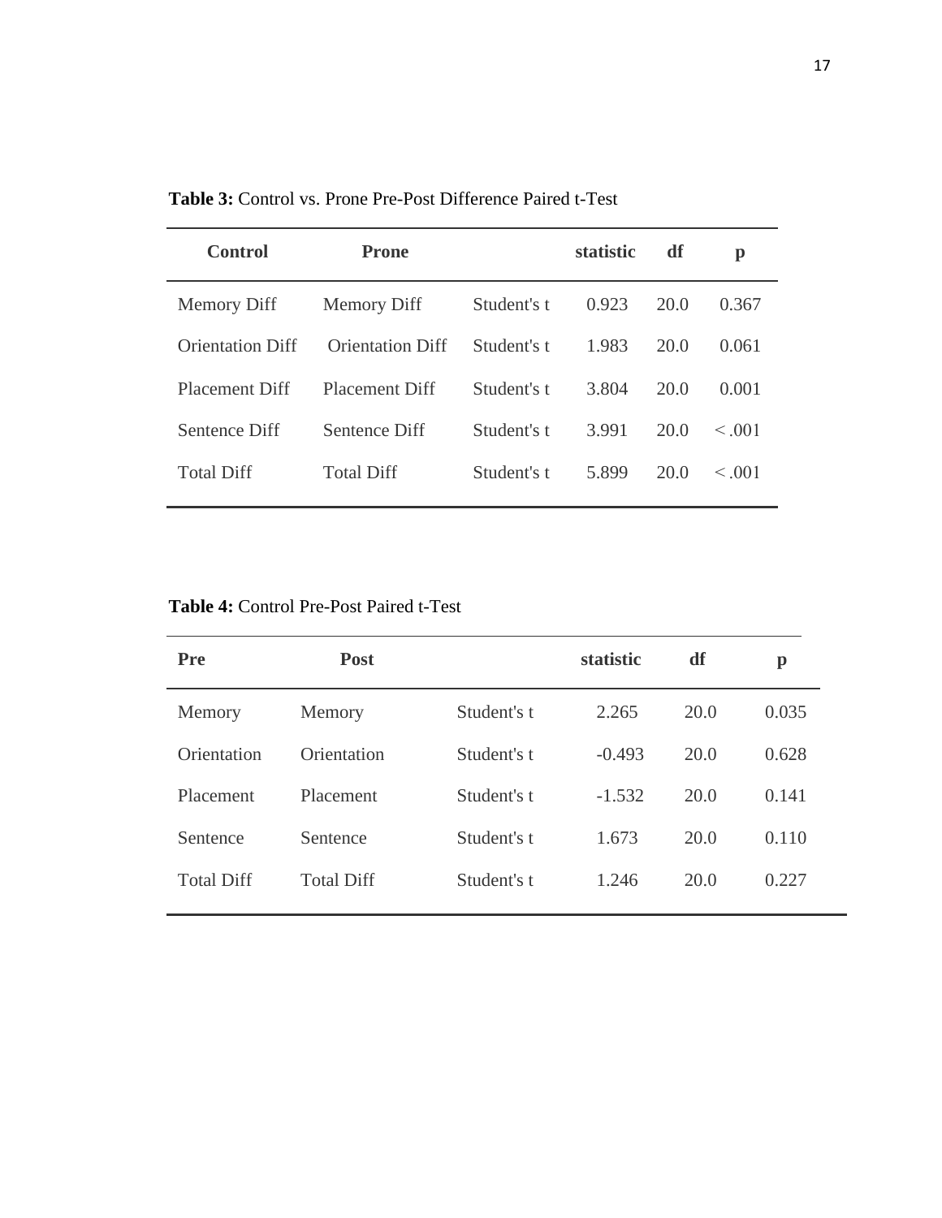**Table 3:** Control vs. Prone Pre-Post Difference Paired t-Test

| Control | Prone | | statistic | df | p |
|---|---|---|---|---|---|
| Memory Diff | Memory Diff | Student's t | 0.923 | 20.0 | 0.367 |
| Orientation Diff | Orientation Diff | Student's t | 1.983 | 20.0 | 0.061 |
| Placement Diff | Placement Diff | Student's t | 3.804 | 20.0 | 0.001 |
| Sentence Diff | Sentence Diff | Student's t | 3.991 | 20.0 | < .001 |
| Total Diff | Total Diff | Student's t | 5.899 | 20.0 | < .001 |

**Table 4:** Control Pre-Post Paired t-Test

| Pre | Post | | statistic | df | p |
|---|---|---|---|---|---|
| Memory | Memory | Student's t | 2.265 | 20.0 | 0.035 |
| Orientation | Orientation | Student's t | -0.493 | 20.0 | 0.628 |
| Placement | Placement | Student's t | -1.532 | 20.0 | 0.141 |
| Sentence | Sentence | Student's t | 1.673 | 20.0 | 0.110 |
| Total Diff | Total Diff | Student's t | 1.246 | 20.0 | 0.227 |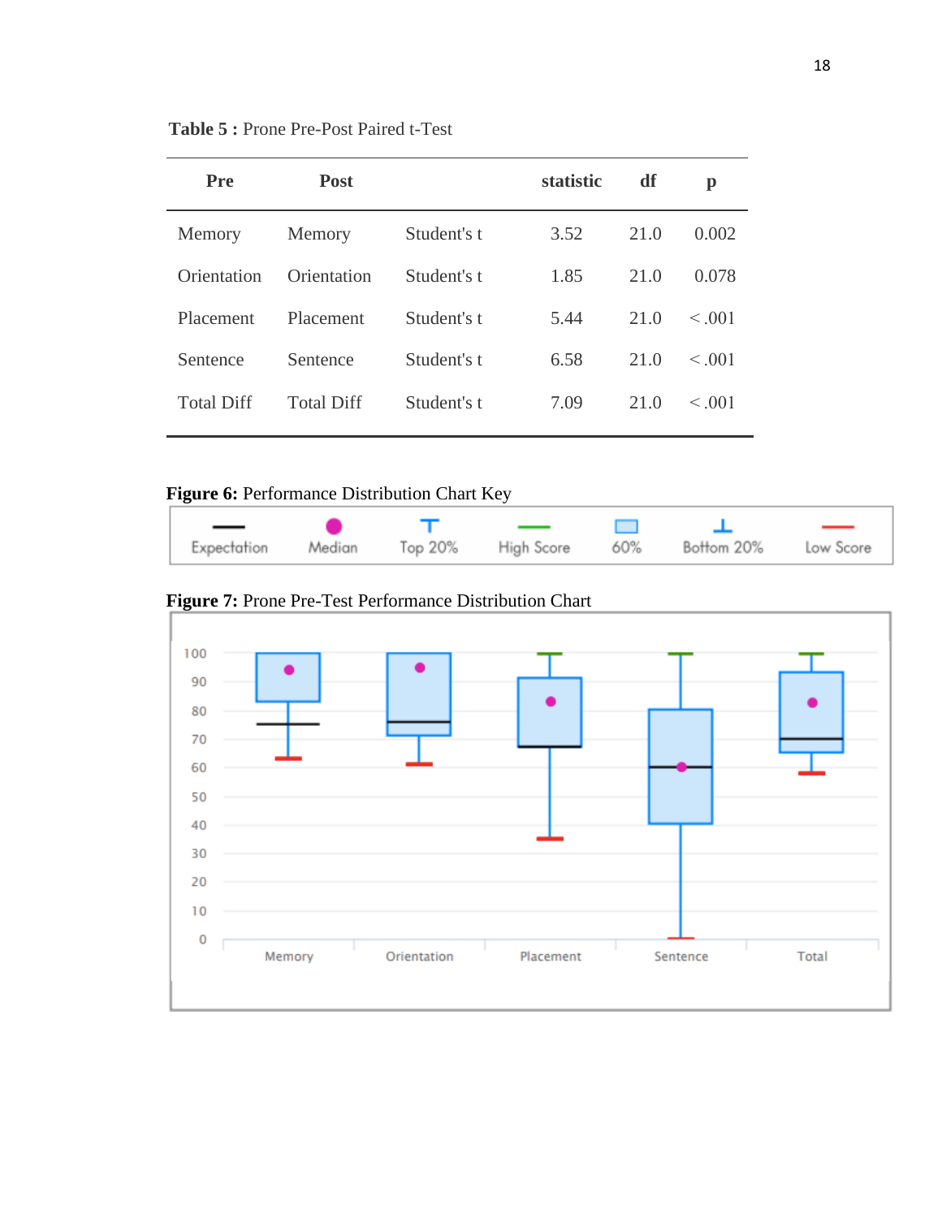**Table 5 :** Prone Pre-Post Paired t-Test

| Pre | Post | | statistic | df | p |
|---|---|---|---|---|---|
| Memory | Memory | Student's t | 3.52 | 21.0 | 0.002 |
| Orientation | Orientation | Student's t | 1.85 | 21.0 | 0.078 |
| Placement | Placement | Student's t | 5.44 | 21.0 | < .001 |
| Sentence | Sentence | Student's t | 6.58 | 21.0 | < .001 |
| Total Diff | Total Diff | Student's t | 7.09 | 21.0 | < .001 |

**Figure 6:** Performance Distribution Chart Key

Expectation | Median | Top 20% | High Score | 60% | Bottom 20% | Low Score

**Figure 7:** Prone Pre-Test Performance Distribution Chart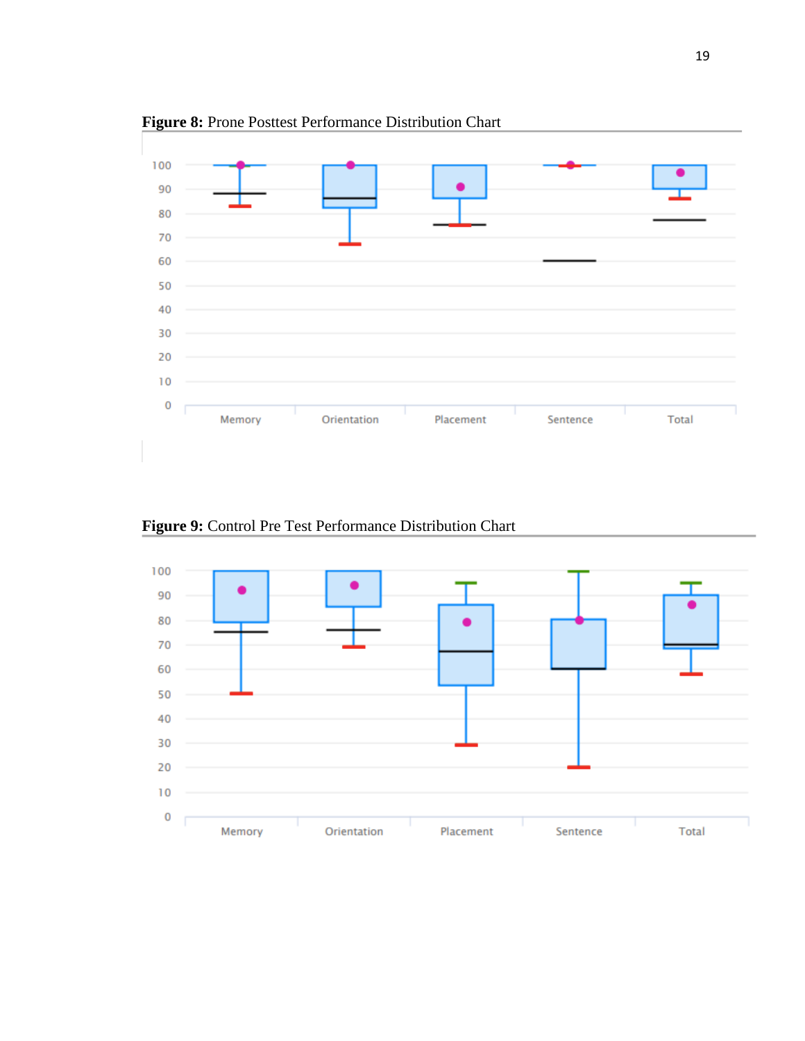**Figure 8:** Prone Posttest Performance Distribution Chart

**Figure 9:** Control Pre Test Performance Distribution Chart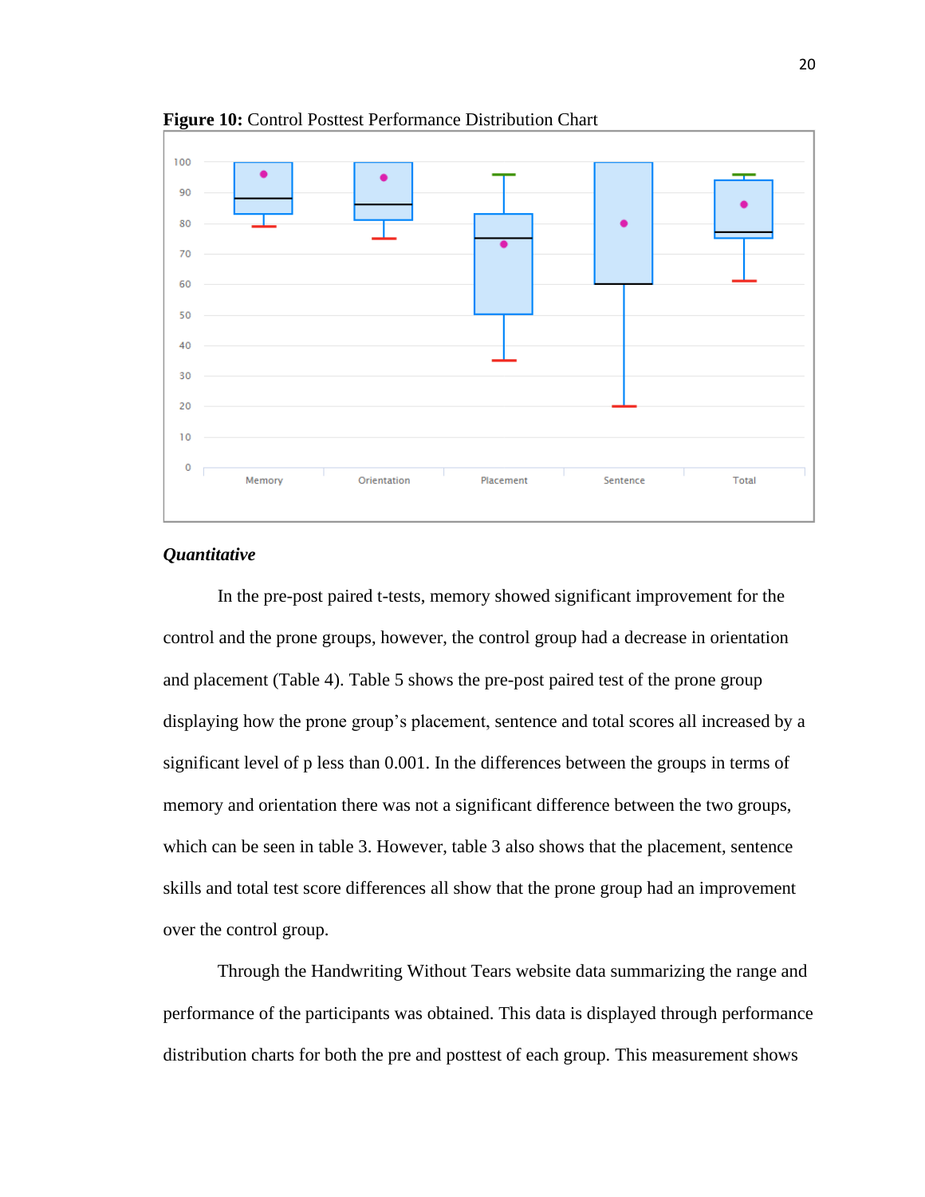**Figure 10:** Control Posttest Performance Distribution Chart

### *Quantitative*

In the pre-post paired t-tests, memory showed significant improvement for the control and the prone groups, however, the control group had a decrease in orientation and placement (Table 4). Table 5 shows the pre-post paired test of the prone group displaying how the prone group's placement, sentence and total scores all increased by a significant level of p less than 0.001. In the differences between the groups in terms of memory and orientation there was not a significant difference between the two groups, which can be seen in table 3. However, table 3 also shows that the placement, sentence skills and total test score differences all show that the prone group had an improvement over the control group.

Through the Handwriting Without Tears website data summarizing the range and performance of the participants was obtained. This data is displayed through performance distribution charts for both the pre and posttest of each group. This measurement shows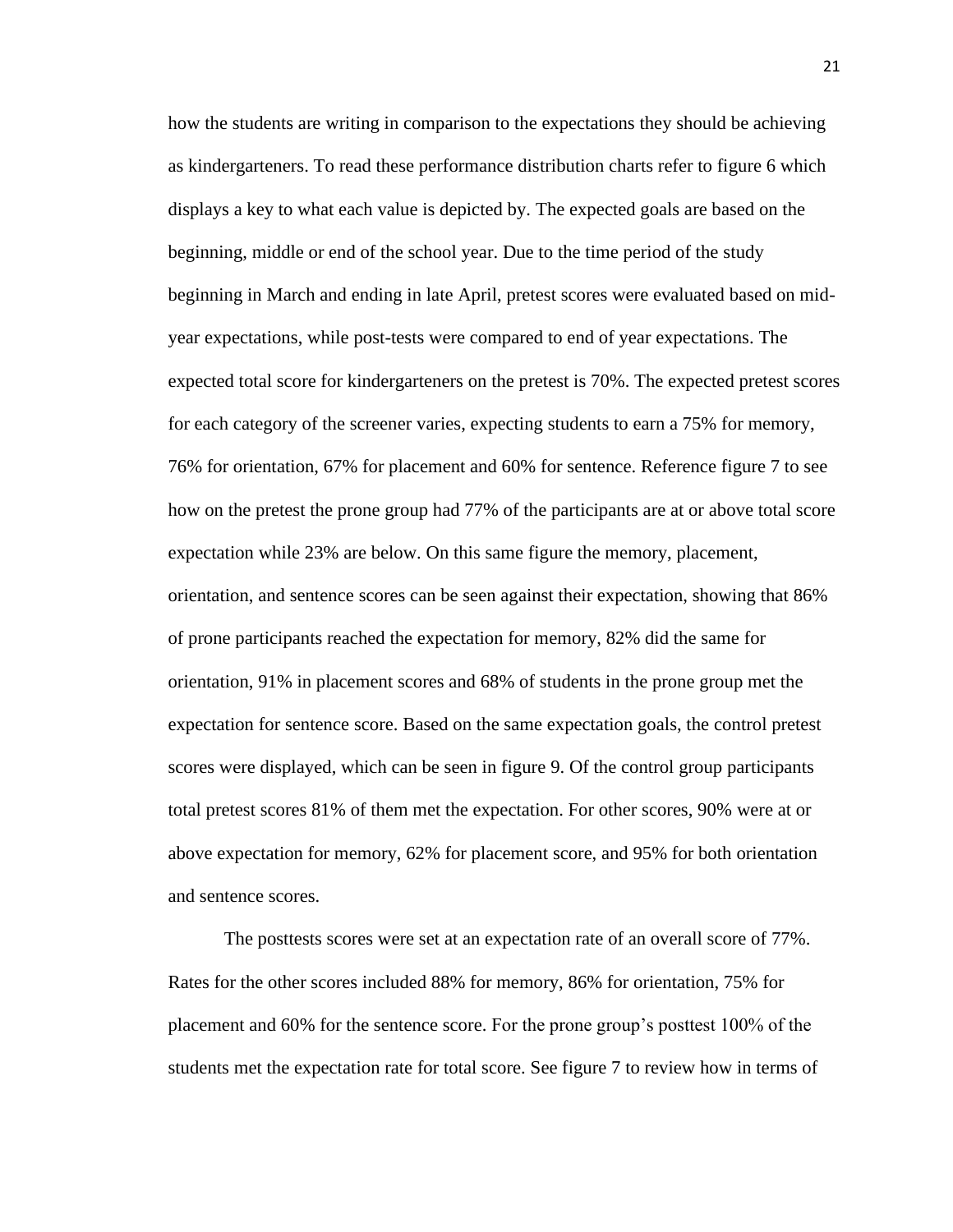how the students are writing in comparison to the expectations they should be achieving as kindergarteners. To read these performance distribution charts refer to figure 6 which displays a key to what each value is depicted by. The expected goals are based on the beginning, middle or end of the school year. Due to the time period of the study beginning in March and ending in late April, pretest scores were evaluated based on mid-year expectations, while post-tests were compared to end of year expectations. The expected total score for kindergarteners on the pretest is 70%. The expected pretest scores for each category of the screener varies, expecting students to earn a 75% for memory, 76% for orientation, 67% for placement and 60% for sentence. Reference figure 7 to see how on the pretest the prone group had 77% of the participants are at or above total score expectation while 23% are below. On this same figure the memory, placement, orientation, and sentence scores can be seen against their expectation, showing that 86% of prone participants reached the expectation for memory, 82% did the same for orientation, 91% in placement scores and 68% of students in the prone group met the expectation for sentence score. Based on the same expectation goals, the control pretest scores were displayed, which can be seen in figure 9. Of the control group participants total pretest scores 81% of them met the expectation. For other scores, 90% were at or above expectation for memory, 62% for placement score, and 95% for both orientation and sentence scores.

The posttests scores were set at an expectation rate of an overall score of 77%. Rates for the other scores included 88% for memory, 86% for orientation, 75% for placement and 60% for the sentence score. For the prone group's posttest 100% of the students met the expectation rate for total score. See figure 7 to review how in terms of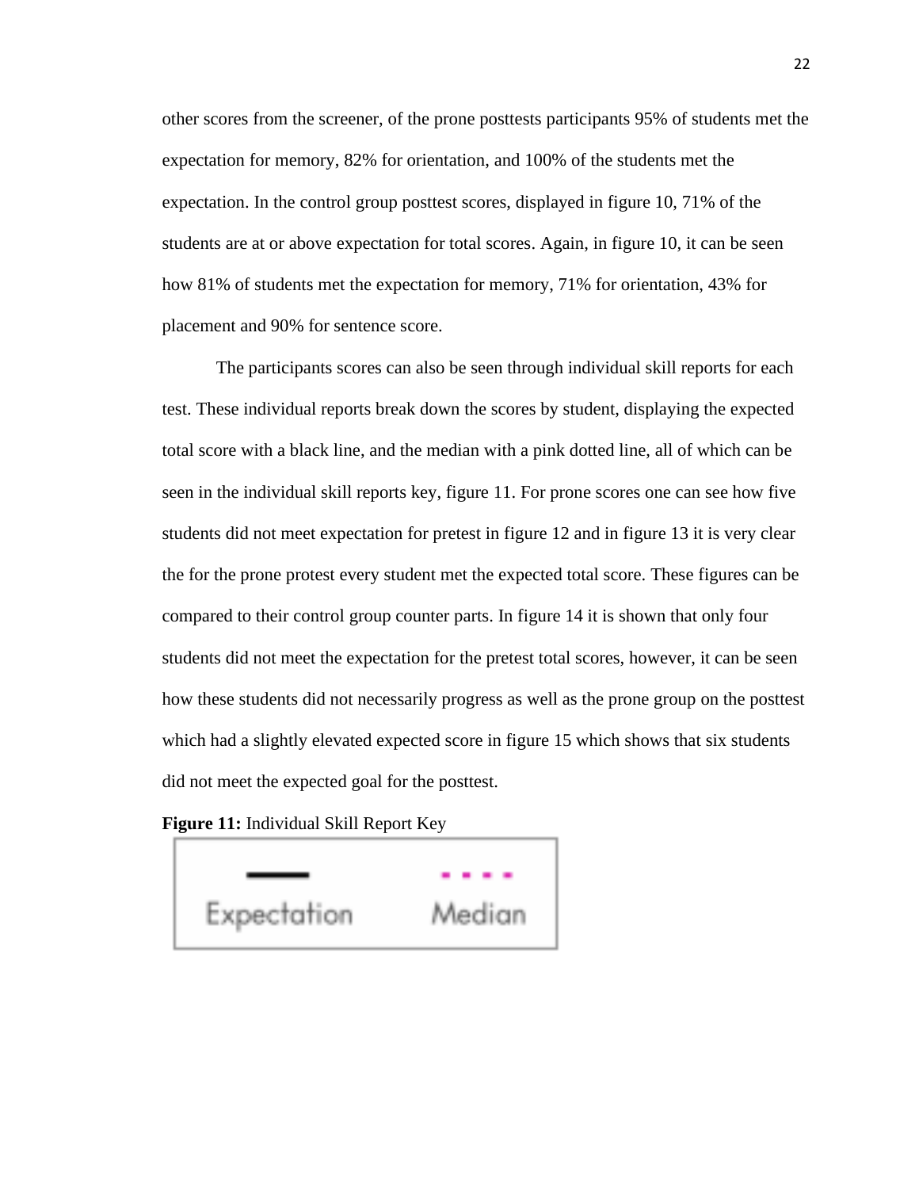other scores from the screener, of the prone posttests participants 95% of students met the expectation for memory, 82% for orientation, and 100% of the students met the expectation. In the control group posttest scores, displayed in figure 10, 71% of the students are at or above expectation for total scores. Again, in figure 10, it can be seen how 81% of students met the expectation for memory, 71% for orientation, 43% for placement and 90% for sentence score.

The participants scores can also be seen through individual skill reports for each test. These individual reports break down the scores by student, displaying the expected total score with a black line, and the median with a pink dotted line, all of which can be seen in the individual skill reports key, figure 11. For prone scores one can see how five students did not meet expectation for pretest in figure 12 and in figure 13 it is very clear the for the prone protest every student met the expected total score. These figures can be compared to their control group counter parts. In figure 14 it is shown that only four students did not meet the expectation for the pretest total scores, however, it can be seen how these students did not necessarily progress as well as the prone group on the posttest which had a slightly elevated expected score in figure 15 which shows that six students did not meet the expected goal for the posttest.

**Figure 11:** Individual Skill Report Key

Expectation Median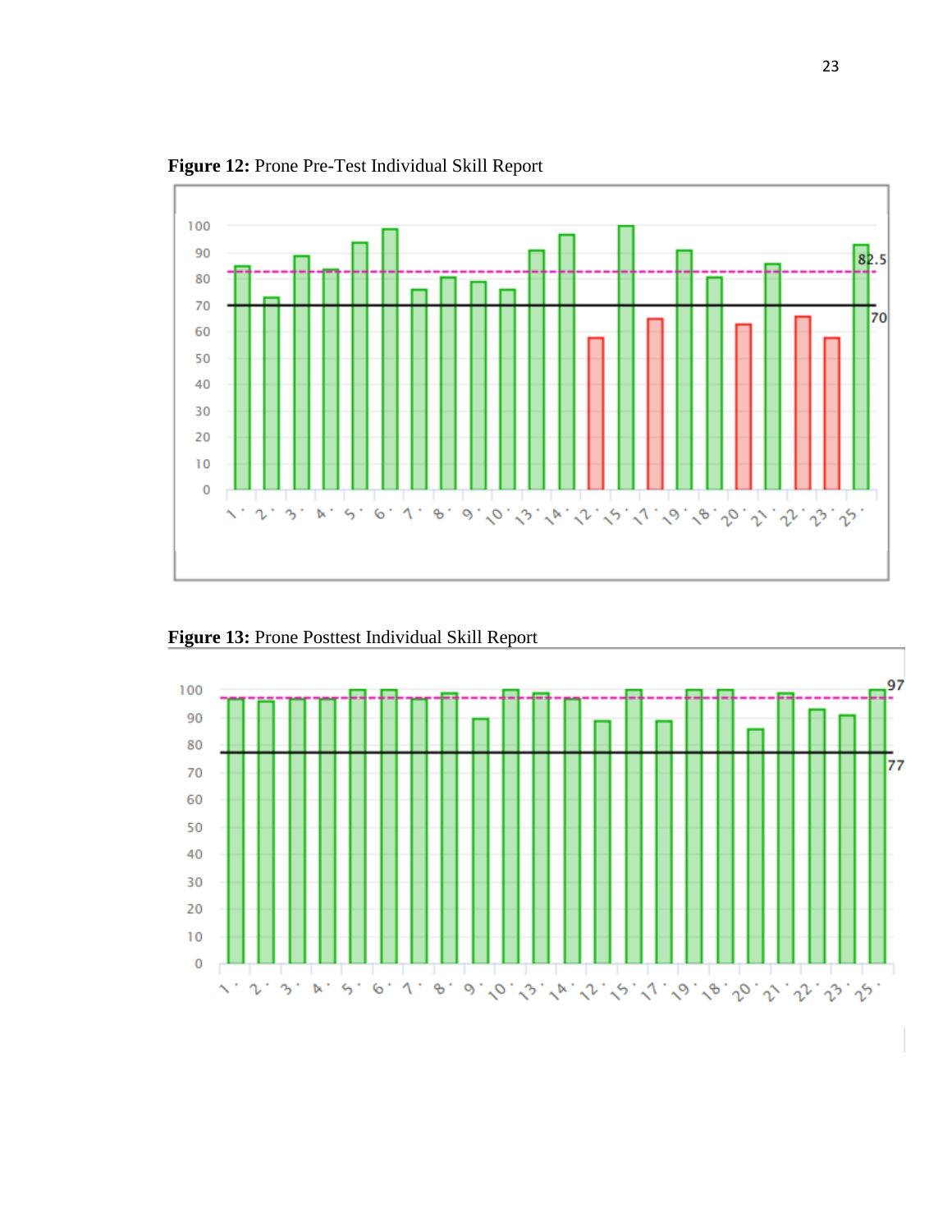**Figure 12:** Prone Pre-Test Individual Skill Report

**Figure 13:** Prone Posttest Individual Skill Report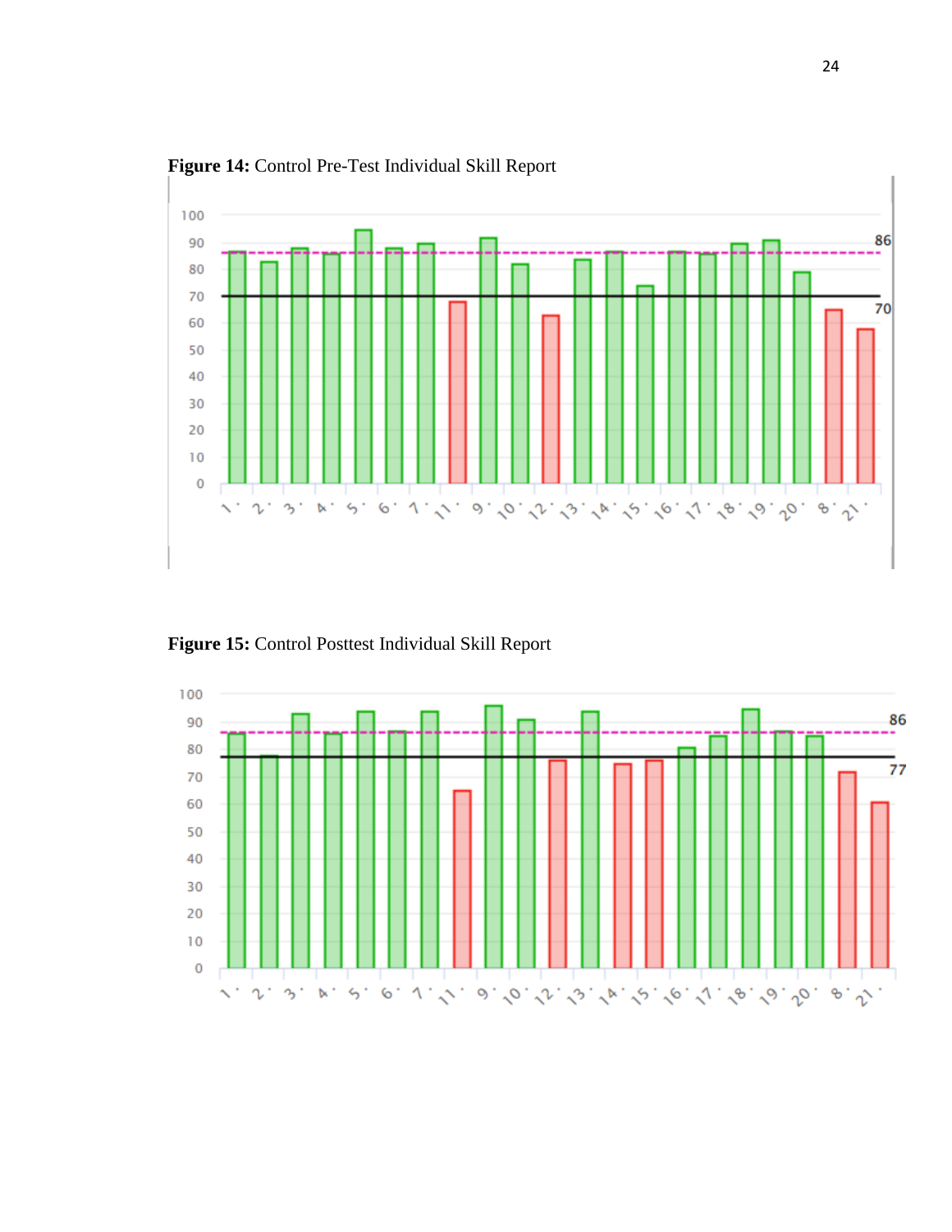**Figure 14:** Control Pre-Test Individual Skill Report

**Figure 15:** Control Posttest Individual Skill Report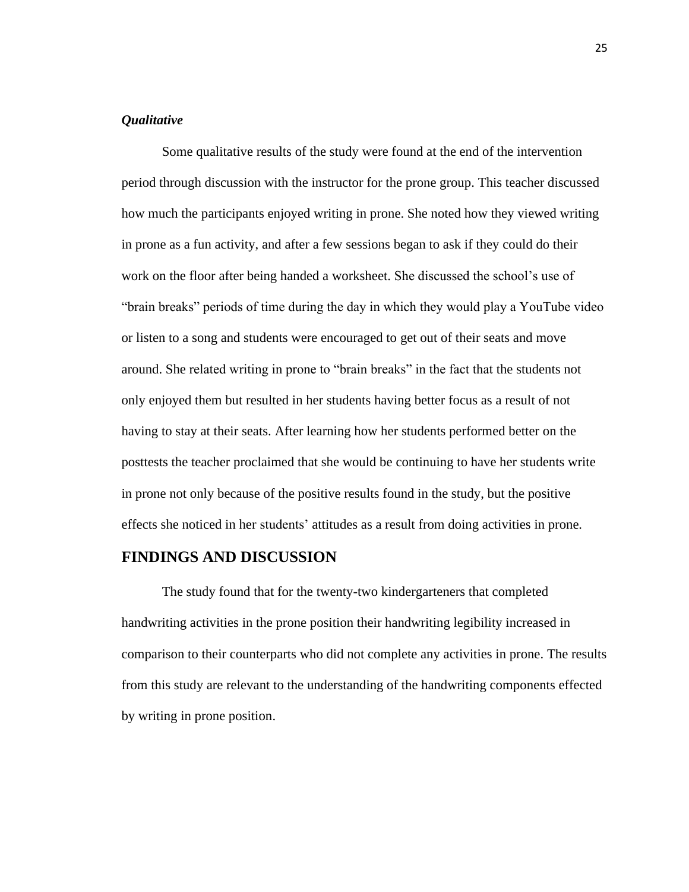***Qualitative***

Some qualitative results of the study were found at the end of the intervention period through discussion with the instructor for the prone group. This teacher discussed how much the participants enjoyed writing in prone. She noted how they viewed writing in prone as a fun activity, and after a few sessions began to ask if they could do their work on the floor after being handed a worksheet. She discussed the school's use of "brain breaks" periods of time during the day in which they would play a YouTube video or listen to a song and students were encouraged to get out of their seats and move around. She related writing in prone to "brain breaks" in the fact that the students not only enjoyed them but resulted in her students having better focus as a result of not having to stay at their seats. After learning how her students performed better on the posttests the teacher proclaimed that she would be continuing to have her students write in prone not only because of the positive results found in the study, but the positive effects she noticed in her students' attitudes as a result from doing activities in prone.

## FINDINGS AND DISCUSSION

The study found that for the twenty-two kindergarteners that completed handwriting activities in the prone position their handwriting legibility increased in comparison to their counterparts who did not complete any activities in prone. The results from this study are relevant to the understanding of the handwriting components effected by writing in prone position.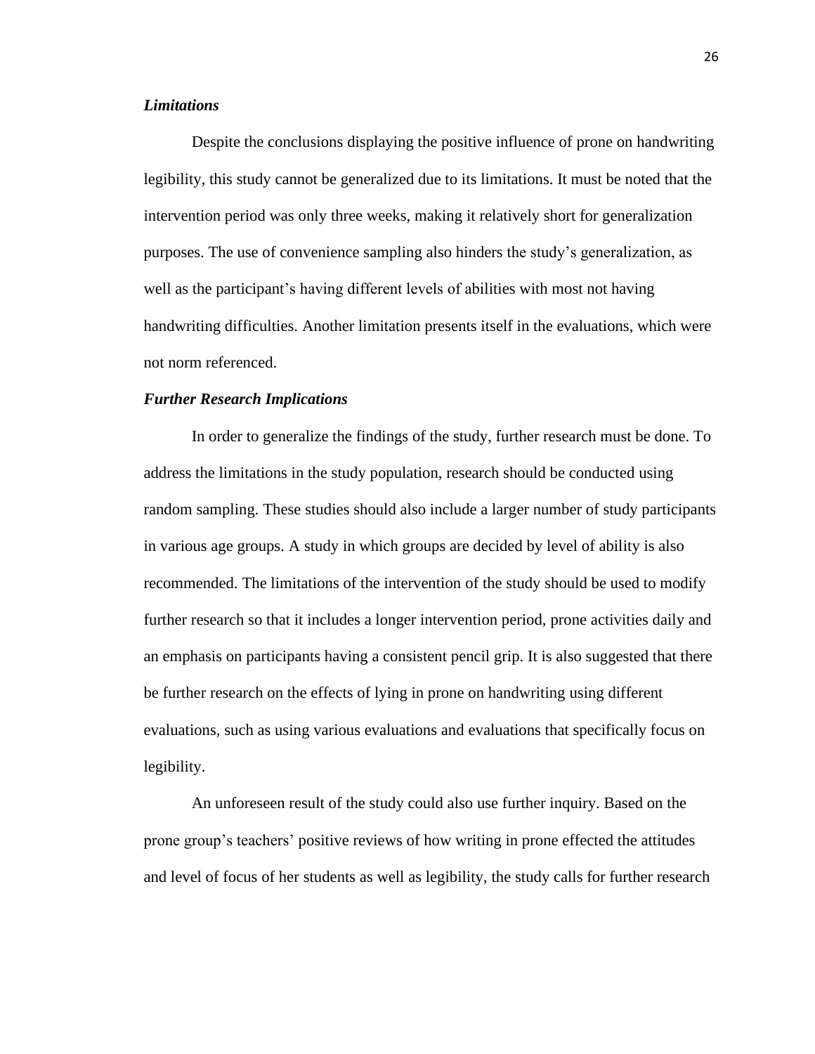### *Limitations*

Despite the conclusions displaying the positive influence of prone on handwriting legibility, this study cannot be generalized due to its limitations. It must be noted that the intervention period was only three weeks, making it relatively short for generalization purposes. The use of convenience sampling also hinders the study's generalization, as well as the participant's having different levels of abilities with most not having handwriting difficulties. Another limitation presents itself in the evaluations, which were not norm referenced.

### *Further Research Implications*

In order to generalize the findings of the study, further research must be done. To address the limitations in the study population, research should be conducted using random sampling. These studies should also include a larger number of study participants in various age groups. A study in which groups are decided by level of ability is also recommended. The limitations of the intervention of the study should be used to modify further research so that it includes a longer intervention period, prone activities daily and an emphasis on participants having a consistent pencil grip. It is also suggested that there be further research on the effects of lying in prone on handwriting using different evaluations, such as using various evaluations and evaluations that specifically focus on legibility.

An unforeseen result of the study could also use further inquiry. Based on the prone group's teachers' positive reviews of how writing in prone effected the attitudes and level of focus of her students as well as legibility, the study calls for further research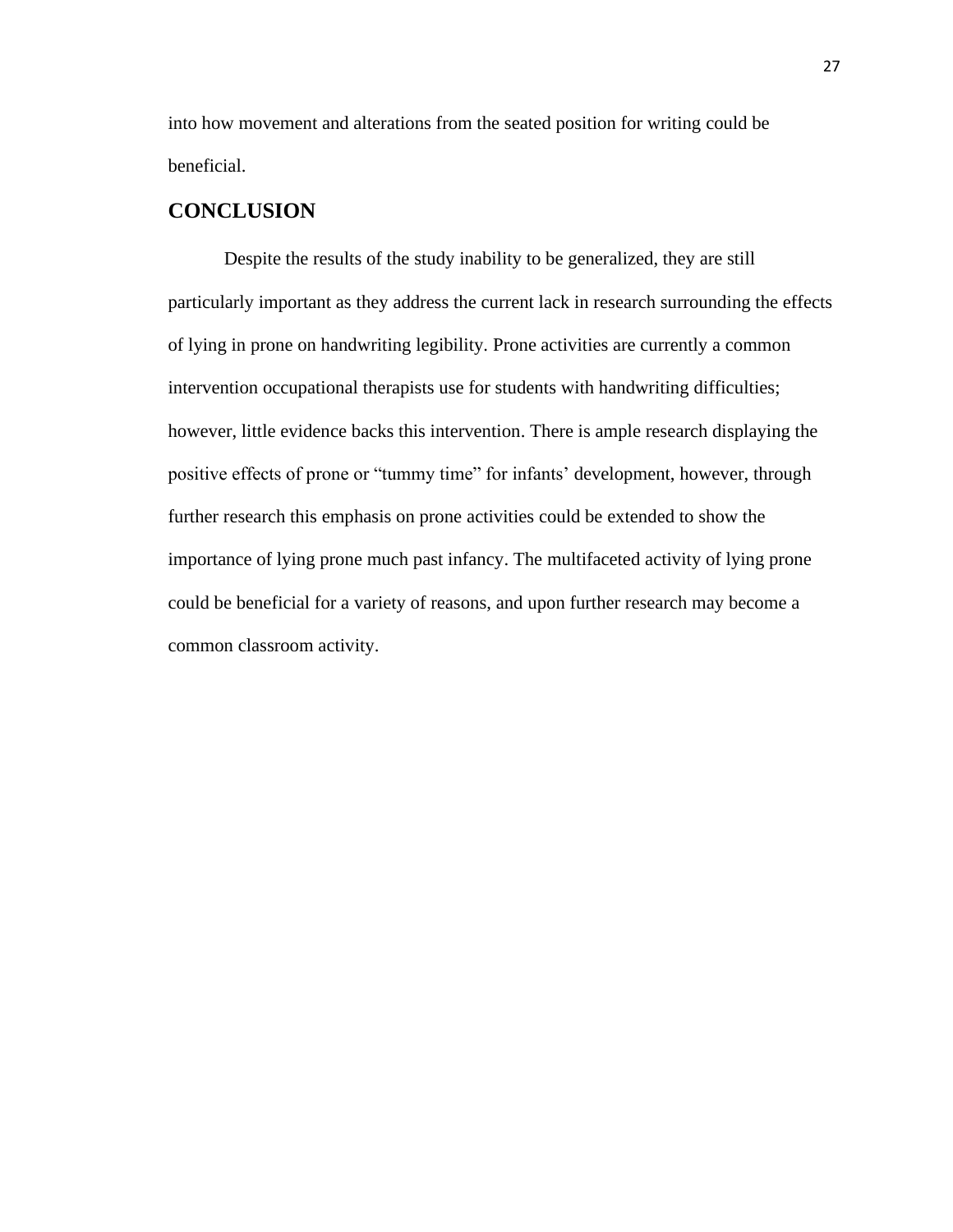into how movement and alterations from the seated position for writing could be beneficial.

## CONCLUSION

Despite the results of the study inability to be generalized, they are still particularly important as they address the current lack in research surrounding the effects of lying in prone on handwriting legibility. Prone activities are currently a common intervention occupational therapists use for students with handwriting difficulties; however, little evidence backs this intervention. There is ample research displaying the positive effects of prone or "tummy time" for infants' development, however, through further research this emphasis on prone activities could be extended to show the importance of lying prone much past infancy. The multifaceted activity of lying prone could be beneficial for a variety of reasons, and upon further research may become a common classroom activity.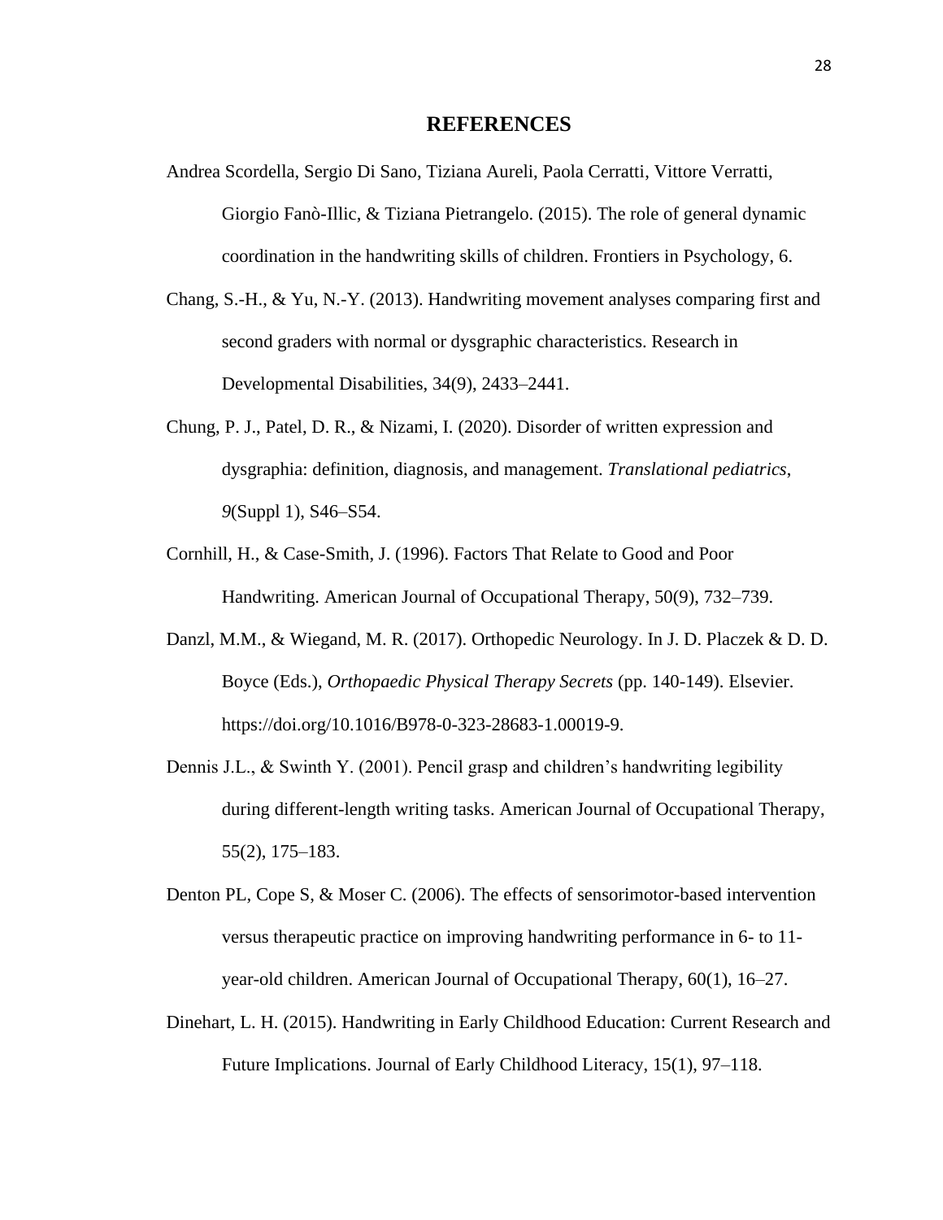# REFERENCES

Andrea Scordella, Sergio Di Sano, Tiziana Aureli, Paola Cerratti, Vittore Verratti, Giorgio Fanò-Illic, & Tiziana Pietrangelo. (2015). The role of general dynamic coordination in the handwriting skills of children. Frontiers in Psychology, 6.

Chang, S.-H., & Yu, N.-Y. (2013). Handwriting movement analyses comparing first and second graders with normal or dysgraphic characteristics. Research in Developmental Disabilities, 34(9), 2433–2441.

Chung, P. J., Patel, D. R., & Nizami, I. (2020). Disorder of written expression and dysgraphia: definition, diagnosis, and management. *Translational pediatrics*, *9*(Suppl 1), S46–S54.

Cornhill, H., & Case-Smith, J. (1996). Factors That Relate to Good and Poor Handwriting. American Journal of Occupational Therapy, 50(9), 732–739.

Danzl, M.M., & Wiegand, M. R. (2017). Orthopedic Neurology. In J. D. Placzek & D. D. Boyce (Eds.), *Orthopaedic Physical Therapy Secrets* (pp. 140-149). Elsevier. https://doi.org/10.1016/B978-0-323-28683-1.00019-9.

Dennis J.L., & Swinth Y. (2001). Pencil grasp and children's handwriting legibility during different-length writing tasks. American Journal of Occupational Therapy, 55(2), 175–183.

Denton PL, Cope S, & Moser C. (2006). The effects of sensorimotor-based intervention versus therapeutic practice on improving handwriting performance in 6- to 11-year-old children. American Journal of Occupational Therapy, 60(1), 16–27.

Dinehart, L. H. (2015). Handwriting in Early Childhood Education: Current Research and Future Implications. Journal of Early Childhood Literacy, 15(1), 97–118.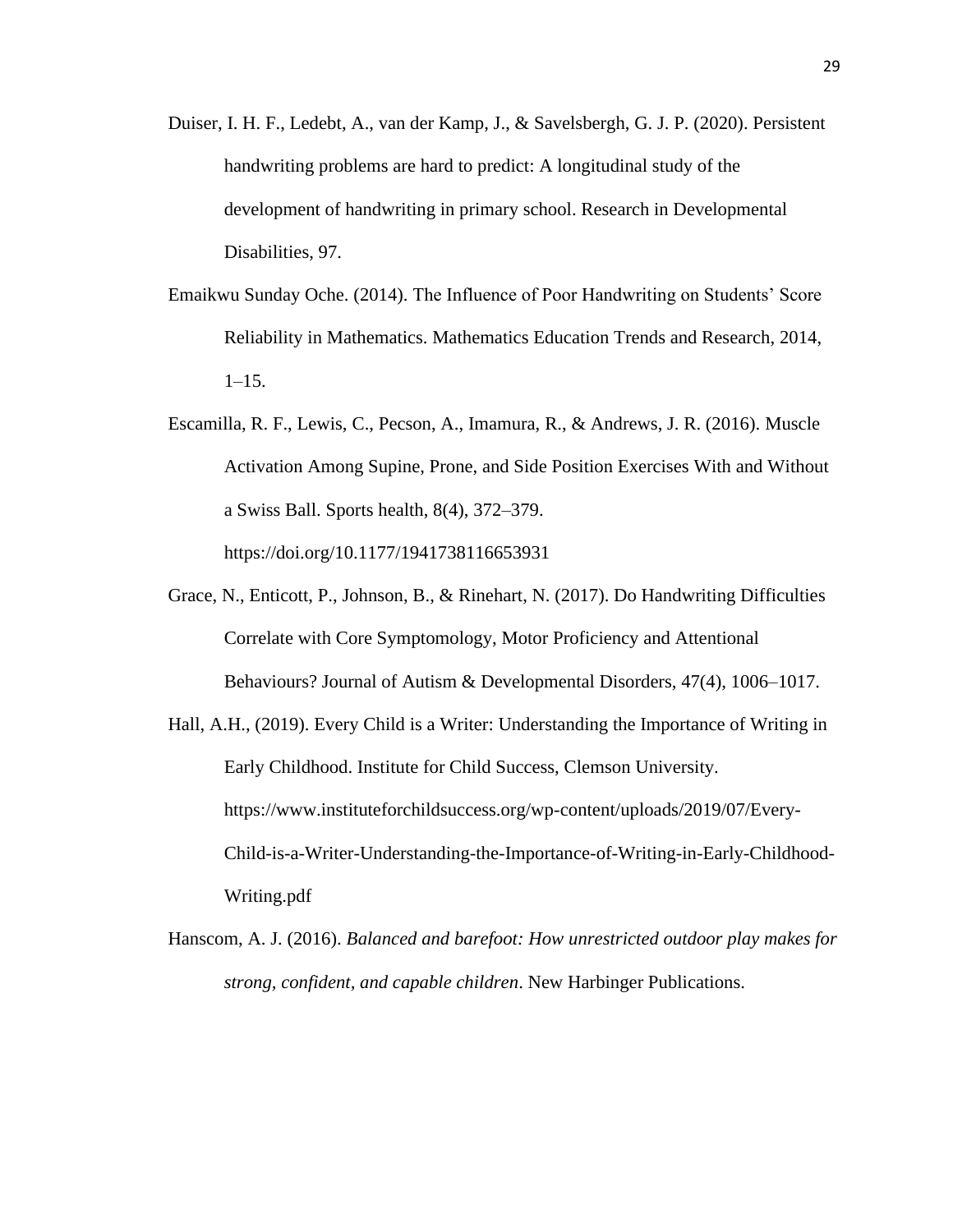Duiser, I. H. F., Ledebt, A., van der Kamp, J., & Savelsbergh, G. J. P. (2020). Persistent handwriting problems are hard to predict: A longitudinal study of the development of handwriting in primary school. Research in Developmental Disabilities, 97.

Emaikwu Sunday Oche. (2014). The Influence of Poor Handwriting on Students' Score Reliability in Mathematics. Mathematics Education Trends and Research, 2014, 1–15.

Escamilla, R. F., Lewis, C., Pecson, A., Imamura, R., & Andrews, J. R. (2016). Muscle Activation Among Supine, Prone, and Side Position Exercises With and Without a Swiss Ball. Sports health, 8(4), 372–379. https://doi.org/10.1177/1941738116653931

Grace, N., Enticott, P., Johnson, B., & Rinehart, N. (2017). Do Handwriting Difficulties Correlate with Core Symptomology, Motor Proficiency and Attentional Behaviours? Journal of Autism & Developmental Disorders, 47(4), 1006–1017.

Hall, A.H., (2019). Every Child is a Writer: Understanding the Importance of Writing in Early Childhood. Institute for Child Success, Clemson University. https://www.instituteforchildsuccess.org/wp-content/uploads/2019/07/Every-Child-is-a-Writer-Understanding-the-Importance-of-Writing-in-Early-Childhood-Writing.pdf

Hanscom, A. J. (2016). *Balanced and barefoot: How unrestricted outdoor play makes for strong, confident, and capable children*. New Harbinger Publications.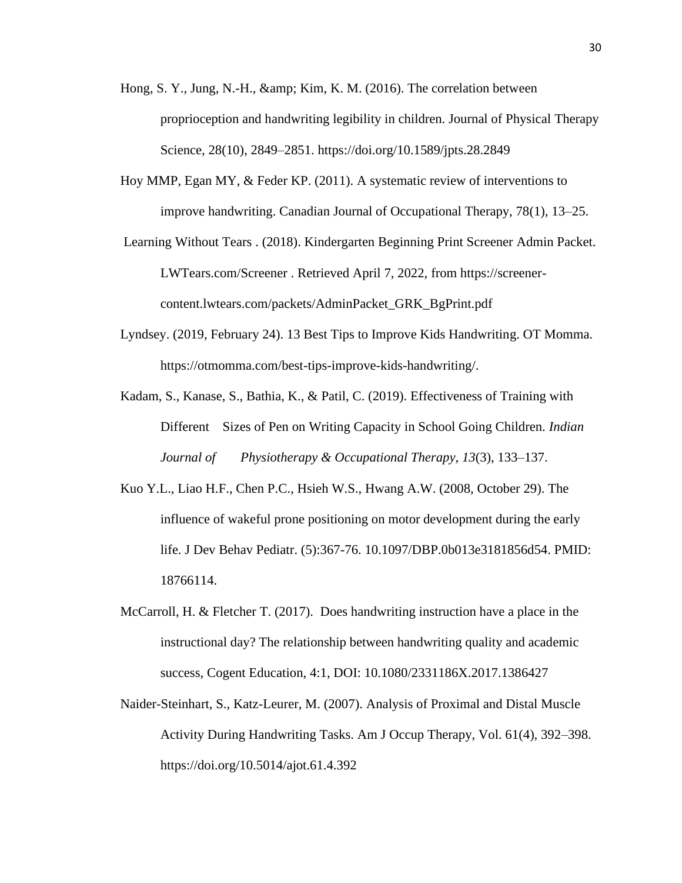Hong, S. Y., Jung, N.-H., &amp; Kim, K. M. (2016). The correlation between proprioception and handwriting legibility in children. Journal of Physical Therapy Science, 28(10), 2849–2851. https://doi.org/10.1589/jpts.28.2849

Hoy MMP, Egan MY, & Feder KP. (2011). A systematic review of interventions to improve handwriting. Canadian Journal of Occupational Therapy, 78(1), 13–25.

Learning Without Tears . (2018). Kindergarten Beginning Print Screener Admin Packet. LWTears.com/Screener . Retrieved April 7, 2022, from https://screener-content.lwtears.com/packets/AdminPacket_GRK_BgPrint.pdf

Lyndsey. (2019, February 24). 13 Best Tips to Improve Kids Handwriting. OT Momma. https://otmomma.com/best-tips-improve-kids-handwriting/.

Kadam, S., Kanase, S., Bathia, K., & Patil, C. (2019). Effectiveness of Training with Different Sizes of Pen on Writing Capacity in School Going Children. *Indian Journal of Physiotherapy & Occupational Therapy*, *13*(3), 133–137.

Kuo Y.L., Liao H.F., Chen P.C., Hsieh W.S., Hwang A.W. (2008, October 29). The influence of wakeful prone positioning on motor development during the early life. J Dev Behav Pediatr. (5):367-76. 10.1097/DBP.0b013e3181856d54. PMID: 18766114.

McCarroll, H. & Fletcher T. (2017). Does handwriting instruction have a place in the instructional day? The relationship between handwriting quality and academic success, Cogent Education, 4:1, DOI: 10.1080/2331186X.2017.1386427

Naider-Steinhart, S., Katz-Leurer, M. (2007). Analysis of Proximal and Distal Muscle Activity During Handwriting Tasks. Am J Occup Therapy, Vol. 61(4), 392–398. https://doi.org/10.5014/ajot.61.4.392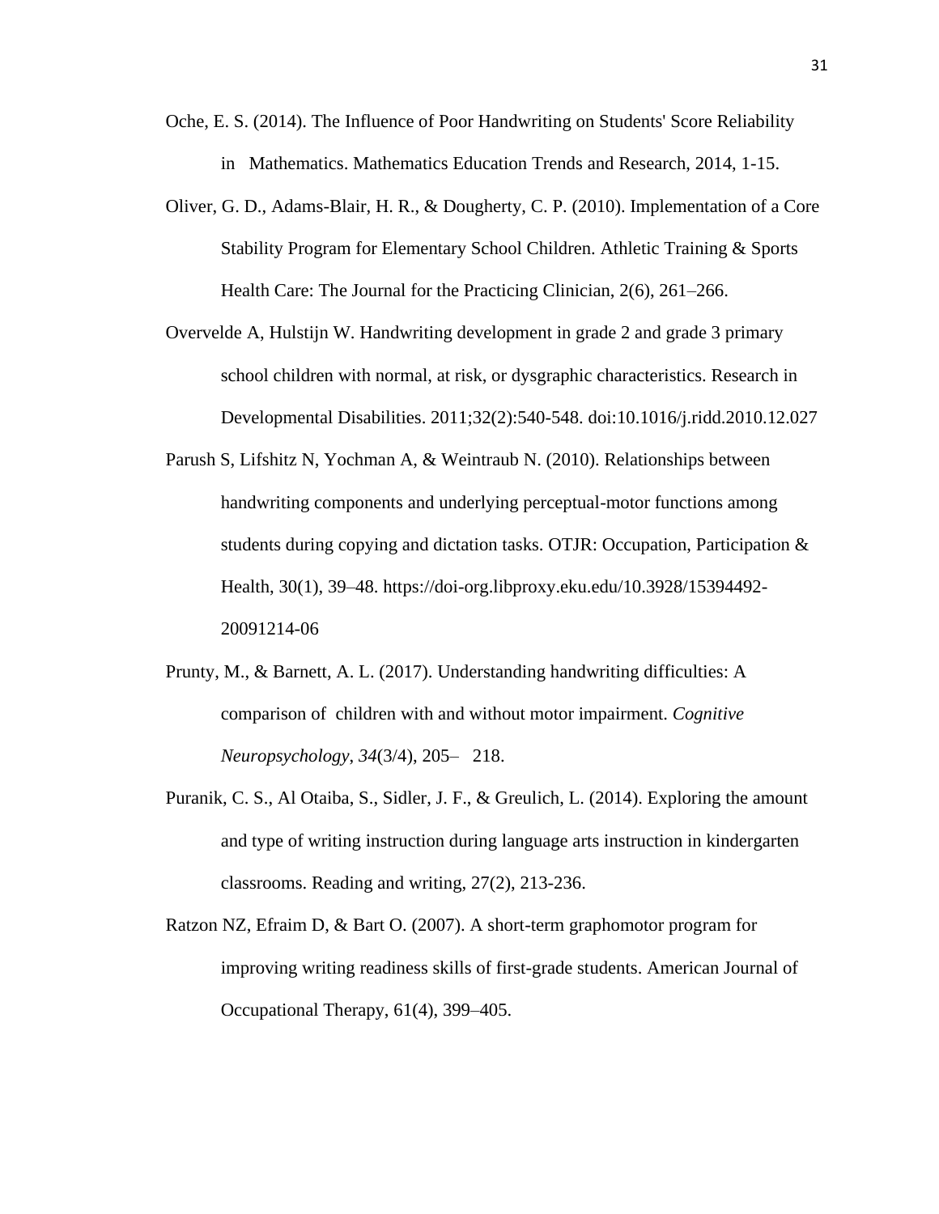Oche, E. S. (2014). The Influence of Poor Handwriting on Students' Score Reliability in Mathematics. Mathematics Education Trends and Research, 2014, 1-15.

Oliver, G. D., Adams-Blair, H. R., & Dougherty, C. P. (2010). Implementation of a Core Stability Program for Elementary School Children. Athletic Training & Sports Health Care: The Journal for the Practicing Clinician, 2(6), 261–266.

Overvelde A, Hulstijn W. Handwriting development in grade 2 and grade 3 primary school children with normal, at risk, or dysgraphic characteristics. Research in Developmental Disabilities. 2011;32(2):540-548. doi:10.1016/j.ridd.2010.12.027

Parush S, Lifshitz N, Yochman A, & Weintraub N. (2010). Relationships between handwriting components and underlying perceptual-motor functions among students during copying and dictation tasks. OTJR: Occupation, Participation & Health, 30(1), 39–48. https://doi-org.libproxy.eku.edu/10.3928/15394492-20091214-06

Prunty, M., & Barnett, A. L. (2017). Understanding handwriting difficulties: A comparison of children with and without motor impairment. *Cognitive Neuropsychology*, *34*(3/4), 205– 218.

Puranik, C. S., Al Otaiba, S., Sidler, J. F., & Greulich, L. (2014). Exploring the amount and type of writing instruction during language arts instruction in kindergarten classrooms. Reading and writing, 27(2), 213-236.

Ratzon NZ, Efraim D, & Bart O. (2007). A short-term graphomotor program for improving writing readiness skills of first-grade students. American Journal of Occupational Therapy, 61(4), 399–405.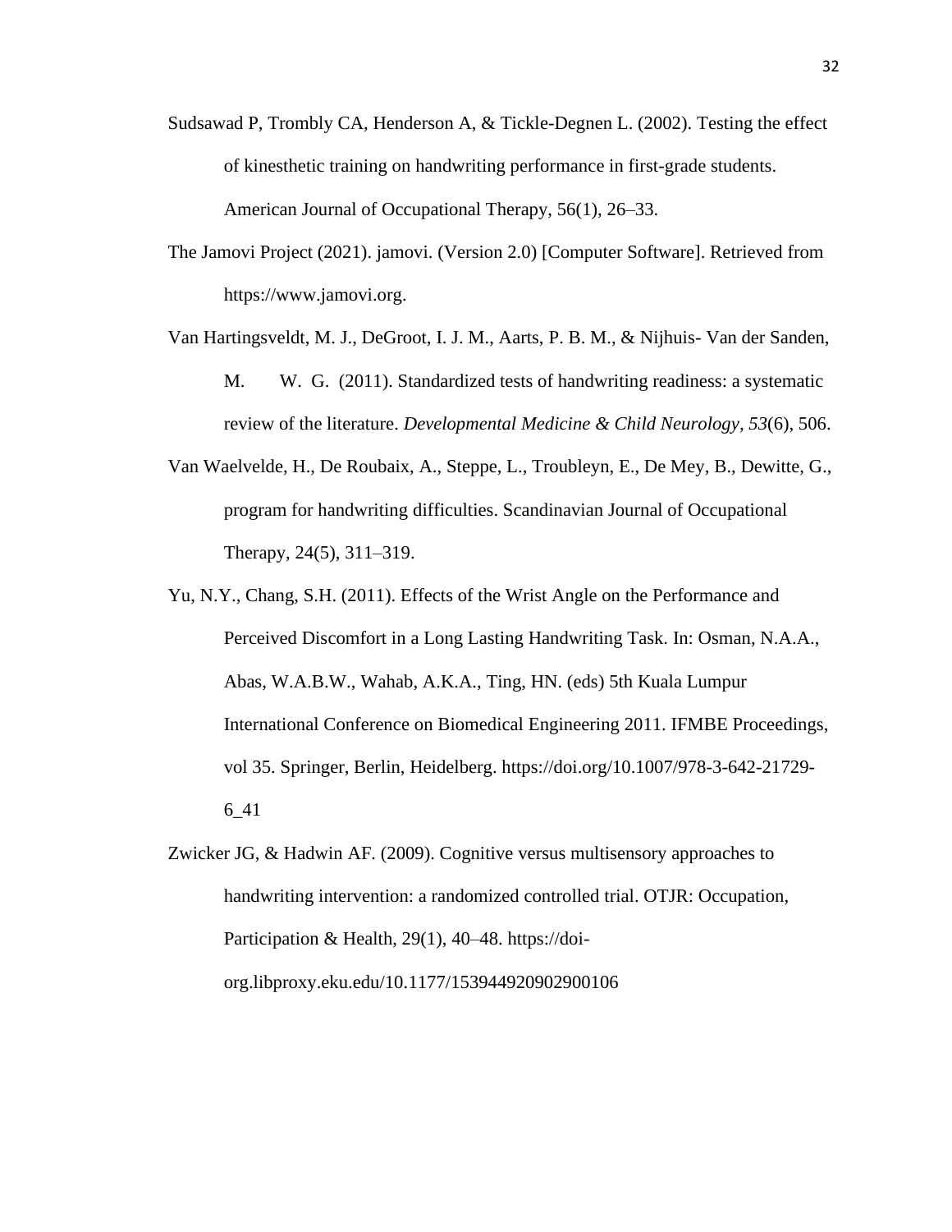Sudsawad P, Trombly CA, Henderson A, & Tickle-Degnen L. (2002). Testing the effect of kinesthetic training on handwriting performance in first-grade students. American Journal of Occupational Therapy, 56(1), 26–33.

The Jamovi Project (2021). jamovi. (Version 2.0) [Computer Software]. Retrieved from https://www.jamovi.org.

Van Hartingsveldt, M. J., DeGroot, I. J. M., Aarts, P. B. M., & Nijhuis- Van der Sanden, M. W. G. (2011). Standardized tests of handwriting readiness: a systematic review of the literature. *Developmental Medicine & Child Neurology*, *53*(6), 506.

Van Waelvelde, H., De Roubaix, A., Steppe, L., Troubleyn, E., De Mey, B., Dewitte, G., program for handwriting difficulties. Scandinavian Journal of Occupational Therapy, 24(5), 311–319.

Yu, N.Y., Chang, S.H. (2011). Effects of the Wrist Angle on the Performance and Perceived Discomfort in a Long Lasting Handwriting Task. In: Osman, N.A.A., Abas, W.A.B.W., Wahab, A.K.A., Ting, HN. (eds) 5th Kuala Lumpur International Conference on Biomedical Engineering 2011. IFMBE Proceedings, vol 35. Springer, Berlin, Heidelberg. https://doi.org/10.1007/978-3-642-21729-6_41

Zwicker JG, & Hadwin AF. (2009). Cognitive versus multisensory approaches to handwriting intervention: a randomized controlled trial. OTJR: Occupation, Participation & Health, 29(1), 40–48. https://doi-org.libproxy.eku.edu/10.1177/153944920902900106